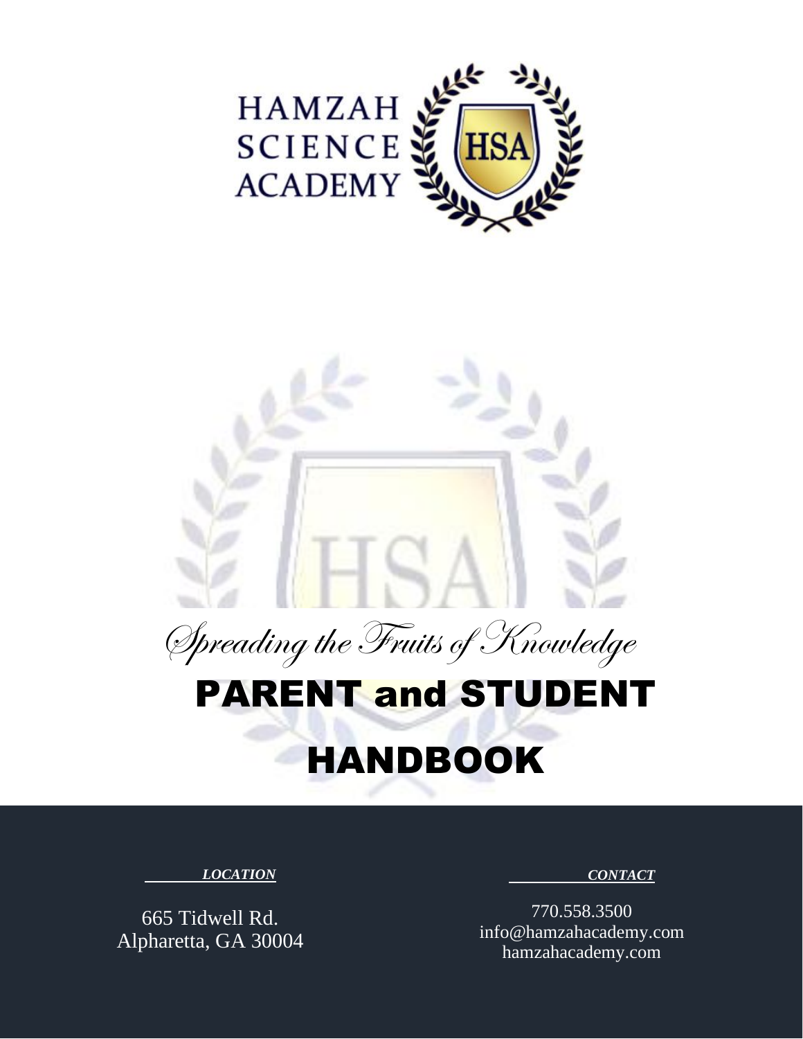HAMZAH SCIENCE ACADEMY

*Spreading the Fruits of Knowledge*

# PARENT and STUDENT HANDBOOK

***LOCATION***

665 Tidwell Rd.
Alpharetta, GA 30004

***CONTACT***

770.558.3500
info@hamzahacademy.com
hamzahacademy.com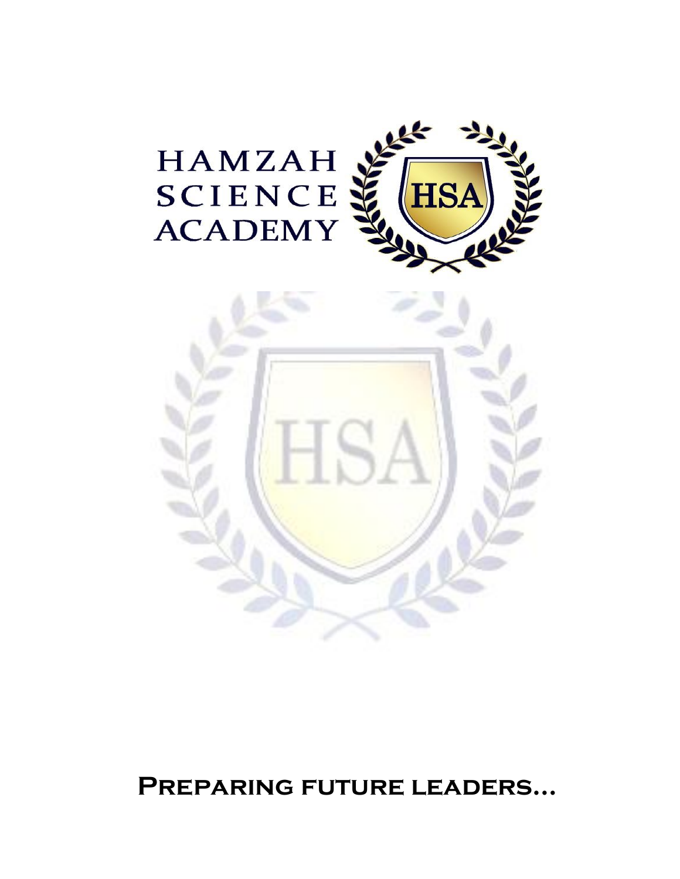HAMZAH SCIENCE ACADEMY

HSA

**Preparing future leaders…**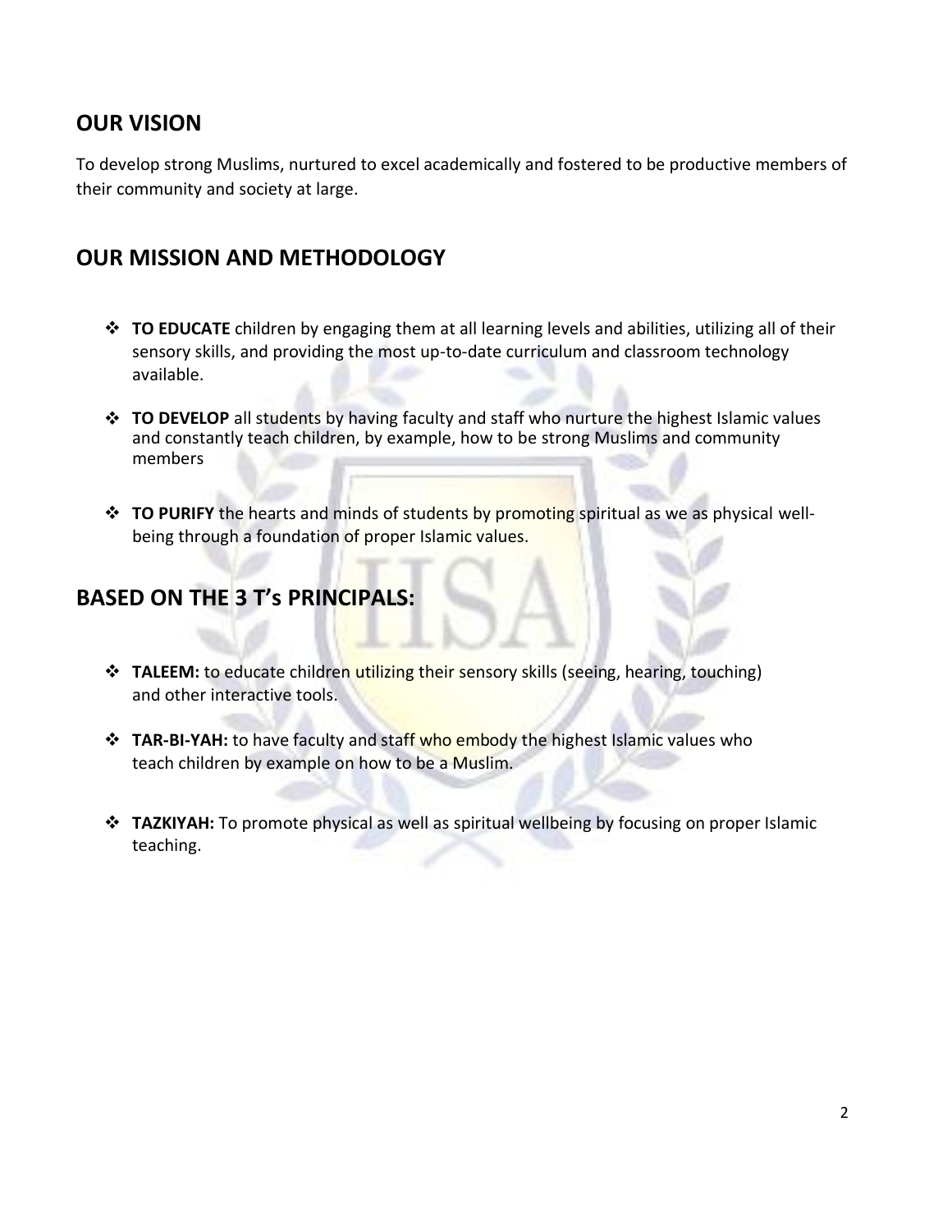## OUR VISION

To develop strong Muslims, nurtured to excel academically and fostered to be productive members of their community and society at large.

## OUR MISSION AND METHODOLOGY

- **TO EDUCATE** children by engaging them at all learning levels and abilities, utilizing all of their sensory skills, and providing the most up-to-date curriculum and classroom technology available.
- **TO DEVELOP** all students by having faculty and staff who nurture the highest Islamic values and constantly teach children, by example, how to be strong Muslims and community members
- **TO PURIFY** the hearts and minds of students by promoting spiritual as we as physical well-being through a foundation of proper Islamic values.

## BASED ON THE 3 T's PRINCIPALS:

- **TALEEM:** to educate children utilizing their sensory skills (seeing, hearing, touching) and other interactive tools.
- **TAR-BI-YAH:** to have faculty and staff who embody the highest Islamic values who teach children by example on how to be a Muslim.
- **TAZKIYAH:** To promote physical as well as spiritual wellbeing by focusing on proper Islamic teaching.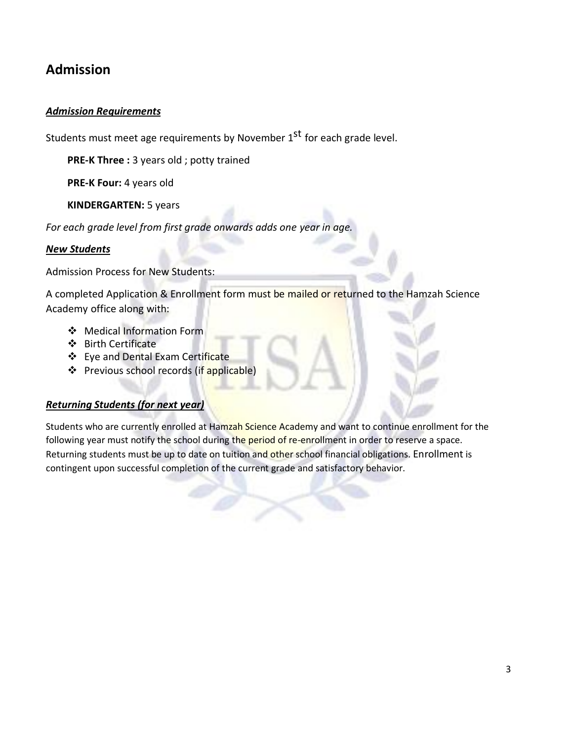## Admission

### ***Admission Requirements***

Students must meet age requirements by November 1st for each grade level.

**PRE-K Three :** 3 years old ; potty trained

**PRE-K Four:** 4 years old

**KINDERGARTEN:** 5 years

*For each grade level from first grade onwards adds one year in age.*

### ***New Students***

Admission Process for New Students:

A completed Application & Enrollment form must be mailed or returned to the Hamzah Science Academy office along with:

- Medical Information Form
- Birth Certificate
- Eye and Dental Exam Certificate
- Previous school records (if applicable)

### ***Returning Students (for next year)***

Students who are currently enrolled at Hamzah Science Academy and want to continue enrollment for the following year must notify the school during the period of re-enrollment in order to reserve a space. Returning students must be up to date on tuition and other school financial obligations. Enrollment is contingent upon successful completion of the current grade and satisfactory behavior.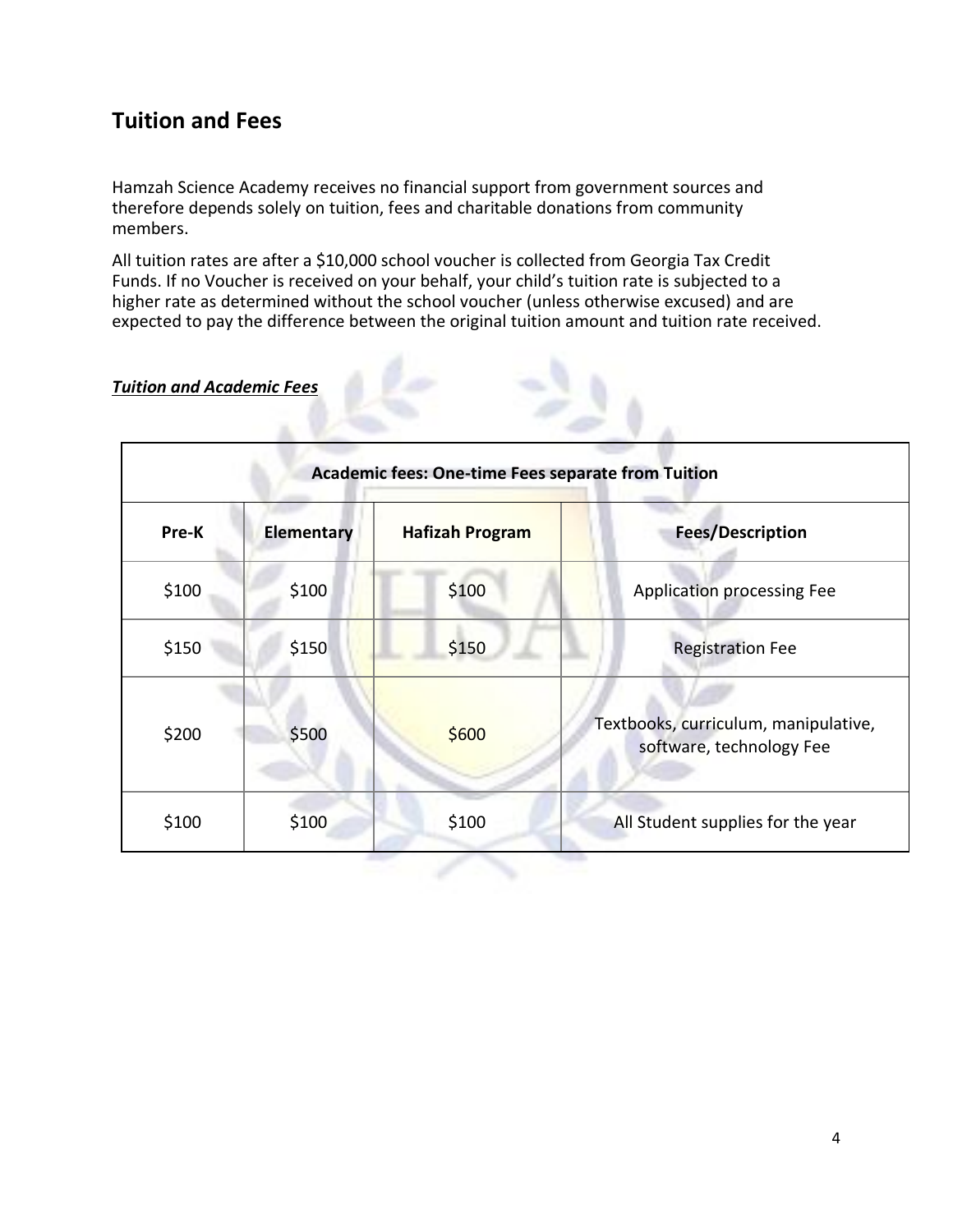## Tuition and Fees

Hamzah Science Academy receives no financial support from government sources and therefore depends solely on tuition, fees and charitable donations from community members.

All tuition rates are after a $10,000 school voucher is collected from Georgia Tax Credit Funds. If no Voucher is received on your behalf, your child's tuition rate is subjected to a higher rate as determined without the school voucher (unless otherwise excused) and are expected to pay the difference between the original tuition amount and tuition rate received.

***Tuition and Academic Fees***

| **Academic fees: One-time Fees separate from Tuition** | | | |
|---|---|---|---|
| **Pre-K** | **Elementary** | **Hafizah Program** | **Fees/Description** |
| $100 | $100 | $100 | Application processing Fee |
| $150 | $150 | $150 | Registration Fee |
| $200 | $500 | $600 | Textbooks, curriculum, manipulative, software, technology Fee |
| $100 | $100 | $100 | All Student supplies for the year |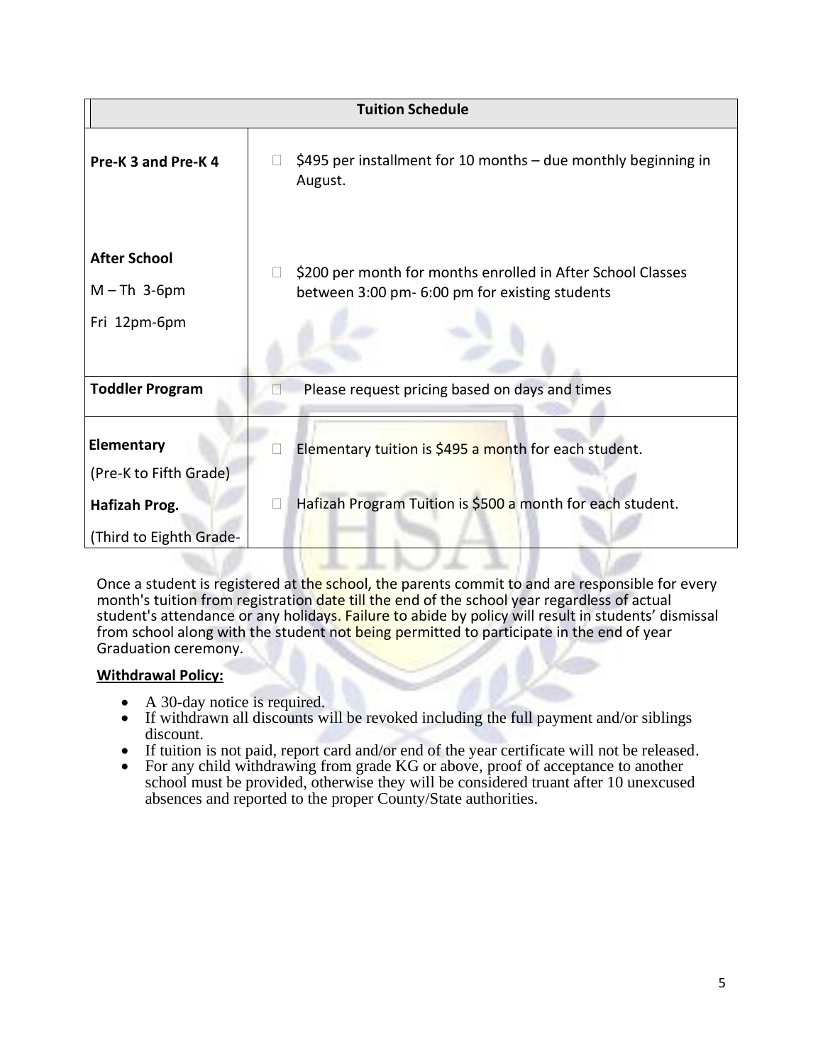| Tuition Schedule | |
|---|---|
| **Pre-K 3 and Pre-K 4** | $495 per installment for 10 months – due monthly beginning in August. |
| **After School**<br>M – Th 3-6pm<br>Fri 12pm-6pm | $200 per month for months enrolled in After School Classes between 3:00 pm- 6:00 pm for existing students |
| **Toddler Program** | Please request pricing based on days and times |
| **Elementary**<br>(Pre-K to Fifth Grade)<br>**Hafizah Prog.**<br>(Third to Eighth Grade- | Elementary tuition is $495 a month for each student.<br><br>Hafizah Program Tuition is $500 a month for each student. |

Once a student is registered at the school, the parents commit to and are responsible for every month's tuition from registration date till the end of the school year regardless of actual student's attendance or any holidays. Failure to abide by policy will result in students' dismissal from school along with the student not being permitted to participate in the end of year Graduation ceremony.

**Withdrawal Policy:**

- A 30-day notice is required.
- If withdrawn all discounts will be revoked including the full payment and/or siblings discount.
- If tuition is not paid, report card and/or end of the year certificate will not be released.
- For any child withdrawing from grade KG or above, proof of acceptance to another school must be provided, otherwise they will be considered truant after 10 unexcused absences and reported to the proper County/State authorities.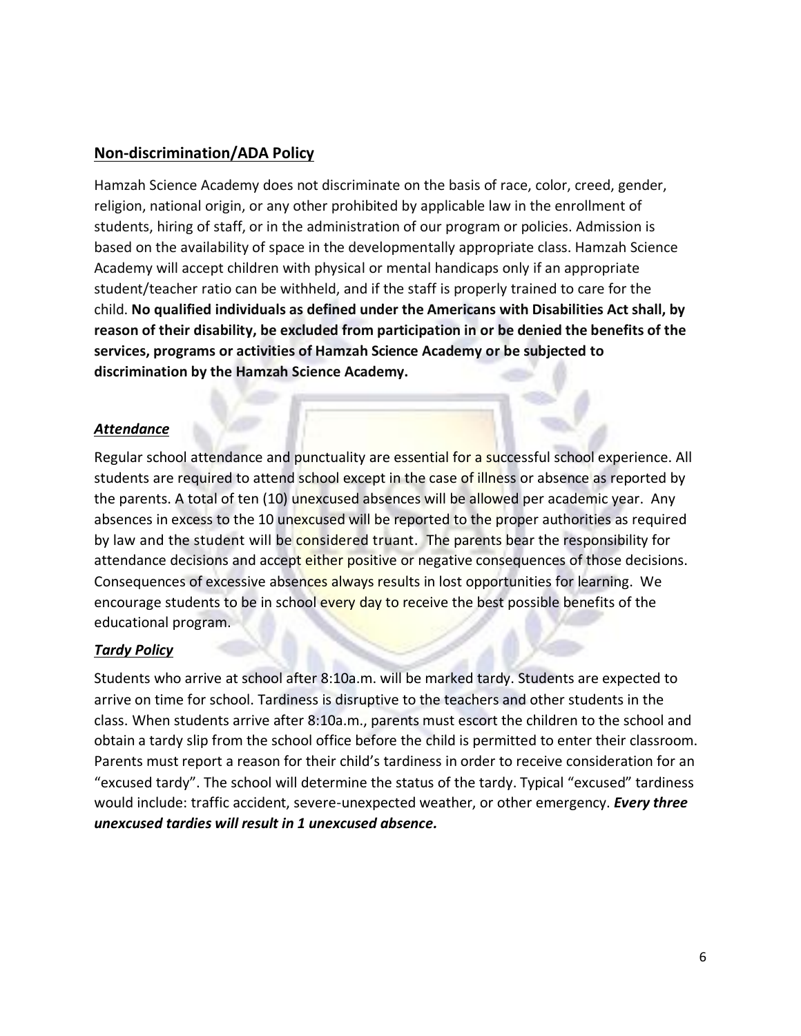## Non-discrimination/ADA Policy

Hamzah Science Academy does not discriminate on the basis of race, color, creed, gender, religion, national origin, or any other prohibited by applicable law in the enrollment of students, hiring of staff, or in the administration of our program or policies. Admission is based on the availability of space in the developmentally appropriate class. Hamzah Science Academy will accept children with physical or mental handicaps only if an appropriate student/teacher ratio can be withheld, and if the staff is properly trained to care for the child. **No qualified individuals as defined under the Americans with Disabilities Act shall, by reason of their disability, be excluded from participation in or be denied the benefits of the services, programs or activities of Hamzah Science Academy or be subjected to discrimination by the Hamzah Science Academy.**

### ***Attendance***

Regular school attendance and punctuality are essential for a successful school experience. All students are required to attend school except in the case of illness or absence as reported by the parents. A total of ten (10) unexcused absences will be allowed per academic year. Any absences in excess to the 10 unexcused will be reported to the proper authorities as required by law and the student will be considered truant. The parents bear the responsibility for attendance decisions and accept either positive or negative consequences of those decisions. Consequences of excessive absences always results in lost opportunities for learning. We encourage students to be in school every day to receive the best possible benefits of the educational program.

### ***Tardy Policy***

Students who arrive at school after 8:10a.m. will be marked tardy. Students are expected to arrive on time for school. Tardiness is disruptive to the teachers and other students in the class. When students arrive after 8:10a.m., parents must escort the children to the school and obtain a tardy slip from the school office before the child is permitted to enter their classroom. Parents must report a reason for their child's tardiness in order to receive consideration for an "excused tardy". The school will determine the status of the tardy. Typical "excused" tardiness would include: traffic accident, severe-unexpected weather, or other emergency. ***Every three unexcused tardies will result in 1 unexcused absence.***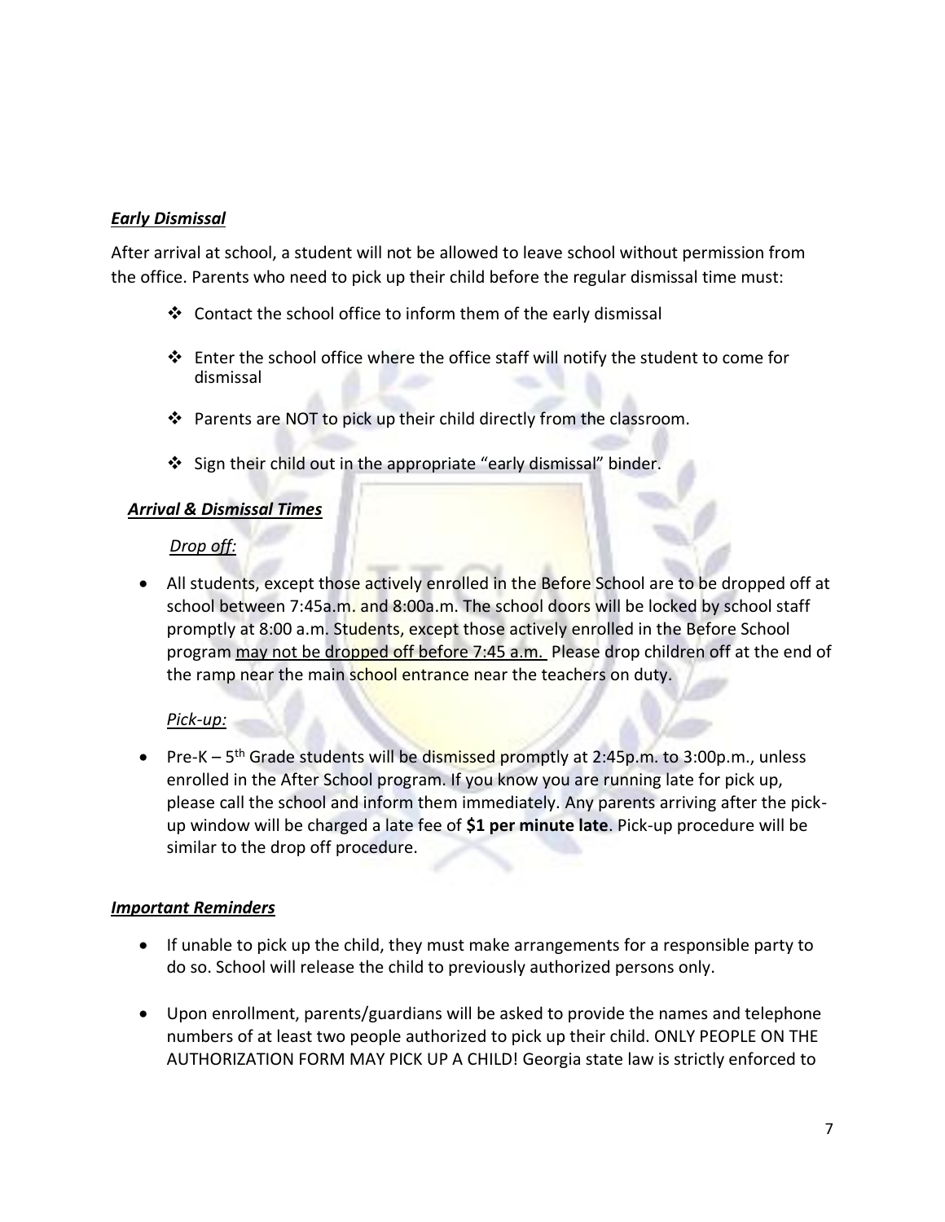***Early Dismissal***

After arrival at school, a student will not be allowed to leave school without permission from the office. Parents who need to pick up their child before the regular dismissal time must:

- Contact the school office to inform them of the early dismissal
- Enter the school office where the office staff will notify the student to come for dismissal
- Parents are NOT to pick up their child directly from the classroom.
- Sign their child out in the appropriate "early dismissal" binder.

***Arrival & Dismissal Times***

*Drop off:*

- All students, except those actively enrolled in the Before School are to be dropped off at school between 7:45a.m. and 8:00a.m. The school doors will be locked by school staff promptly at 8:00 a.m. Students, except those actively enrolled in the Before School program may not be dropped off before 7:45 a.m. Please drop children off at the end of the ramp near the main school entrance near the teachers on duty.

*Pick-up:*

- Pre-K – 5th Grade students will be dismissed promptly at 2:45p.m. to 3:00p.m., unless enrolled in the After School program. If you know you are running late for pick up, please call the school and inform them immediately. Any parents arriving after the pick-up window will be charged a late fee of **$1 per minute late**. Pick-up procedure will be similar to the drop off procedure.

***Important Reminders***

- If unable to pick up the child, they must make arrangements for a responsible party to do so. School will release the child to previously authorized persons only.
- Upon enrollment, parents/guardians will be asked to provide the names and telephone numbers of at least two people authorized to pick up their child. ONLY PEOPLE ON THE AUTHORIZATION FORM MAY PICK UP A CHILD! Georgia state law is strictly enforced to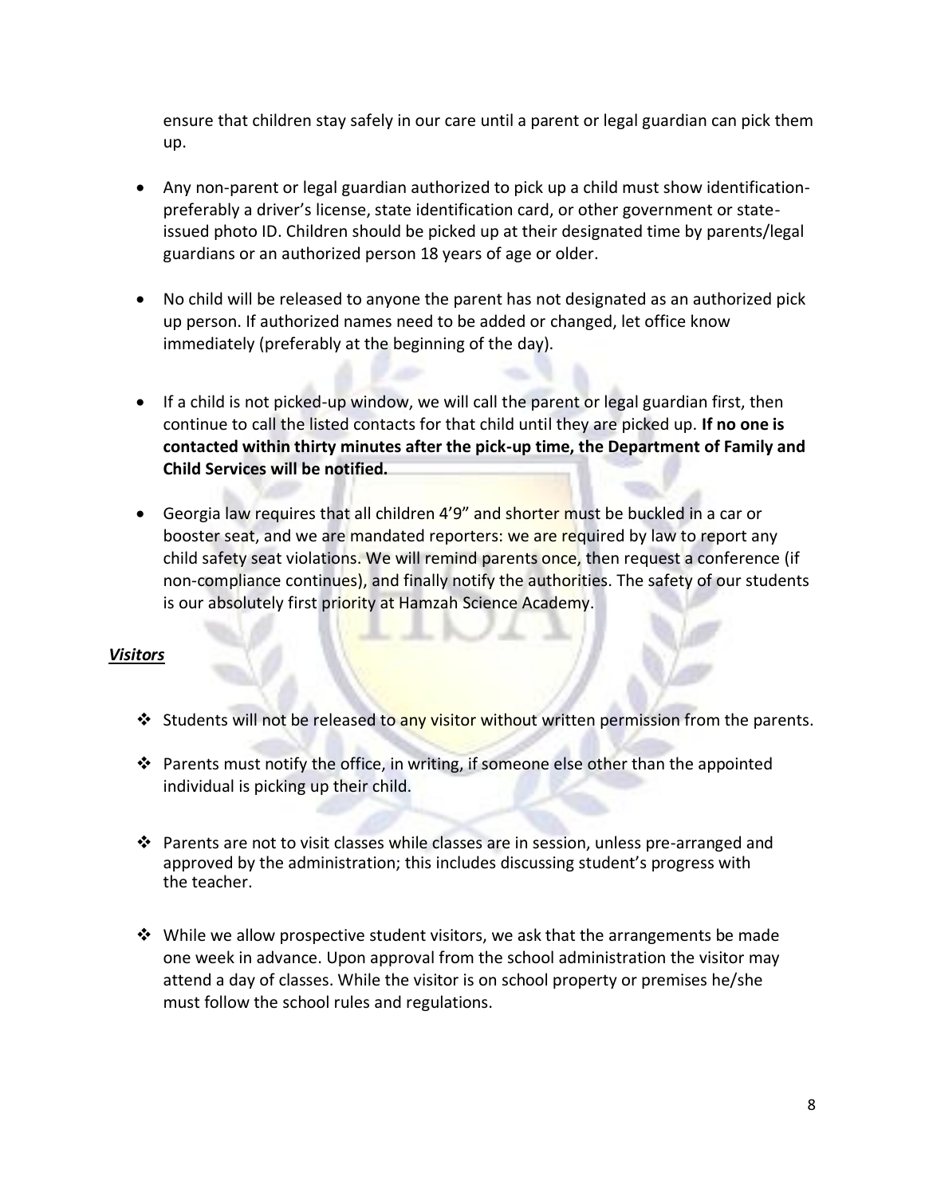ensure that children stay safely in our care until a parent or legal guardian can pick them up.

- Any non-parent or legal guardian authorized to pick up a child must show identification-preferably a driver's license, state identification card, or other government or state-issued photo ID. Children should be picked up at their designated time by parents/legal guardians or an authorized person 18 years of age or older.

- No child will be released to anyone the parent has not designated as an authorized pick up person. If authorized names need to be added or changed, let office know immediately (preferably at the beginning of the day).

- If a child is not picked-up window, we will call the parent or legal guardian first, then continue to call the listed contacts for that child until they are picked up. **If no one is contacted within thirty minutes after the pick-up time, the Department of Family and Child Services will be notified.**

- Georgia law requires that all children 4'9" and shorter must be buckled in a car or booster seat, and we are mandated reporters: we are required by law to report any child safety seat violations. We will remind parents once, then request a conference (if non-compliance continues), and finally notify the authorities. The safety of our students is our absolutely first priority at Hamzah Science Academy.

***Visitors***

- Students will not be released to any visitor without written permission from the parents.

- Parents must notify the office, in writing, if someone else other than the appointed individual is picking up their child.

- Parents are not to visit classes while classes are in session, unless pre-arranged and approved by the administration; this includes discussing student's progress with the teacher.

- While we allow prospective student visitors, we ask that the arrangements be made one week in advance. Upon approval from the school administration the visitor may attend a day of classes. While the visitor is on school property or premises he/she must follow the school rules and regulations.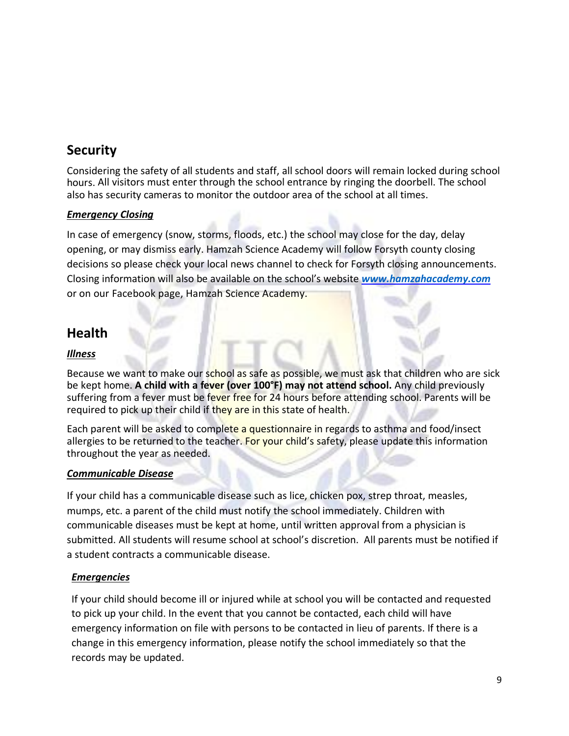## Security

Considering the safety of all students and staff, all school doors will remain locked during school hours. All visitors must enter through the school entrance by ringing the doorbell. The school also has security cameras to monitor the outdoor area of the school at all times.

### ***Emergency Closing***

In case of emergency (snow, storms, floods, etc.) the school may close for the day, delay opening, or may dismiss early. Hamzah Science Academy will follow Forsyth county closing decisions so please check your local news channel to check for Forsyth closing announcements. Closing information will also be available on the school's website ***www.hamzahacademy.com*** or on our Facebook page, Hamzah Science Academy.

## Health

### ***Illness***

Because we want to make our school as safe as possible, we must ask that children who are sick be kept home. **A child with a fever (over 100°F) may not attend school.** Any child previously suffering from a fever must be fever free for 24 hours before attending school. Parents will be required to pick up their child if they are in this state of health.

Each parent will be asked to complete a questionnaire in regards to asthma and food/insect allergies to be returned to the teacher. For your child's safety, please update this information throughout the year as needed.

### ***Communicable Disease***

If your child has a communicable disease such as lice, chicken pox, strep throat, measles, mumps, etc. a parent of the child must notify the school immediately. Children with communicable diseases must be kept at home, until written approval from a physician is submitted. All students will resume school at school's discretion. All parents must be notified if a student contracts a communicable disease.

### ***Emergencies***

If your child should become ill or injured while at school you will be contacted and requested to pick up your child. In the event that you cannot be contacted, each child will have emergency information on file with persons to be contacted in lieu of parents. If there is a change in this emergency information, please notify the school immediately so that the records may be updated.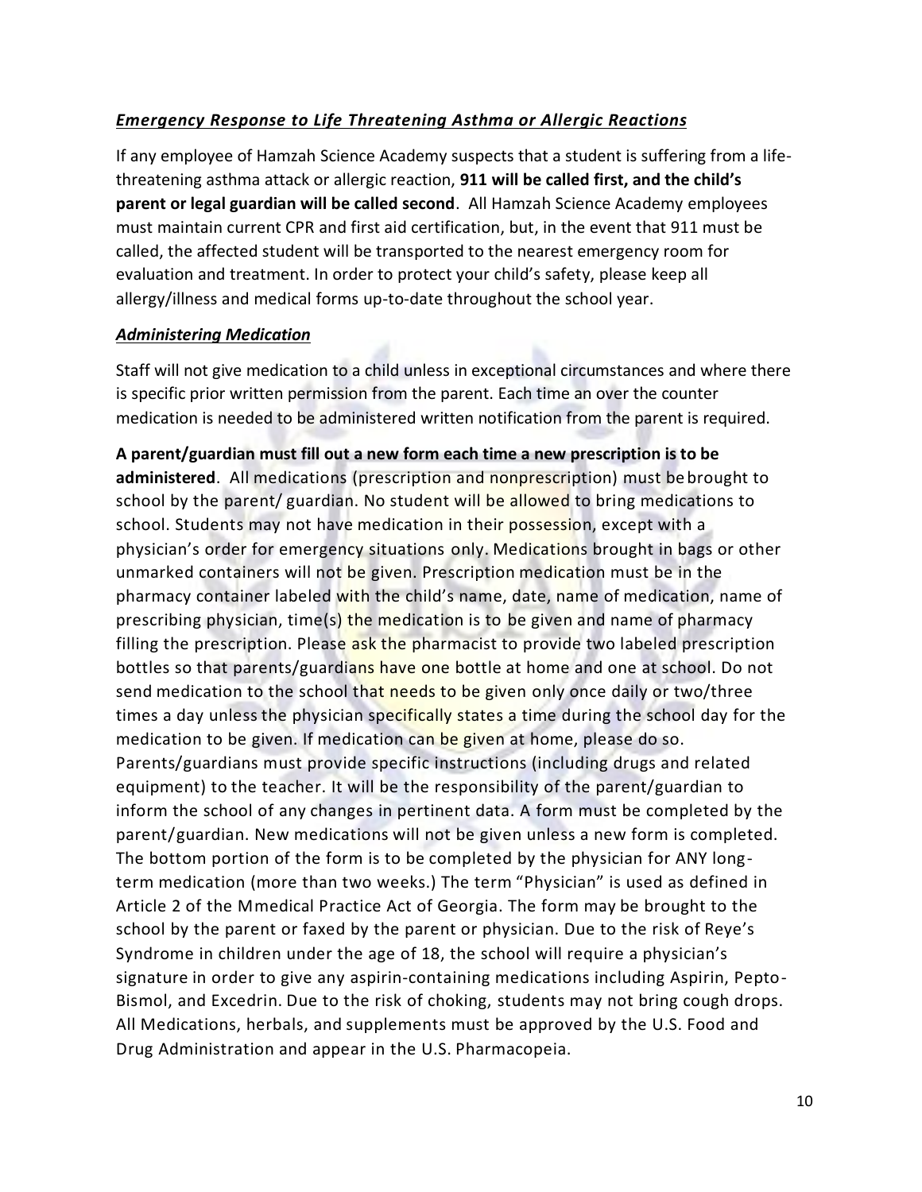***Emergency Response to Life Threatening Asthma or Allergic Reactions***

If any employee of Hamzah Science Academy suspects that a student is suffering from a life-threatening asthma attack or allergic reaction, **911 will be called first, and the child's parent or legal guardian will be called second**. All Hamzah Science Academy employees must maintain current CPR and first aid certification, but, in the event that 911 must be called, the affected student will be transported to the nearest emergency room for evaluation and treatment. In order to protect your child's safety, please keep all allergy/illness and medical forms up-to-date throughout the school year.

***Administering Medication***

Staff will not give medication to a child unless in exceptional circumstances and where there is specific prior written permission from the parent. Each time an over the counter medication is needed to be administered written notification from the parent is required.

**A parent/guardian must fill out a new form each time a new prescription is to be administered**. All medications (prescription and nonprescription) must be brought to school by the parent/ guardian. No student will be allowed to bring medications to school. Students may not have medication in their possession, except with a physician's order for emergency situations only. Medications brought in bags or other unmarked containers will not be given. Prescription medication must be in the pharmacy container labeled with the child's name, date, name of medication, name of prescribing physician, time(s) the medication is to be given and name of pharmacy filling the prescription. Please ask the pharmacist to provide two labeled prescription bottles so that parents/guardians have one bottle at home and one at school. Do not send medication to the school that needs to be given only once daily or two/three times a day unless the physician specifically states a time during the school day for the medication to be given. If medication can be given at home, please do so. Parents/guardians must provide specific instructions (including drugs and related equipment) to the teacher. It will be the responsibility of the parent/guardian to inform the school of any changes in pertinent data. A form must be completed by the parent/guardian. New medications will not be given unless a new form is completed. The bottom portion of the form is to be completed by the physician for ANY long-term medication (more than two weeks.) The term "Physician" is used as defined in Article 2 of the Mmedical Practice Act of Georgia. The form may be brought to the school by the parent or faxed by the parent or physician. Due to the risk of Reye's Syndrome in children under the age of 18, the school will require a physician's signature in order to give any aspirin-containing medications including Aspirin, Pepto-Bismol, and Excedrin. Due to the risk of choking, students may not bring cough drops. All Medications, herbals, and supplements must be approved by the U.S. Food and Drug Administration and appear in the U.S. Pharmacopeia.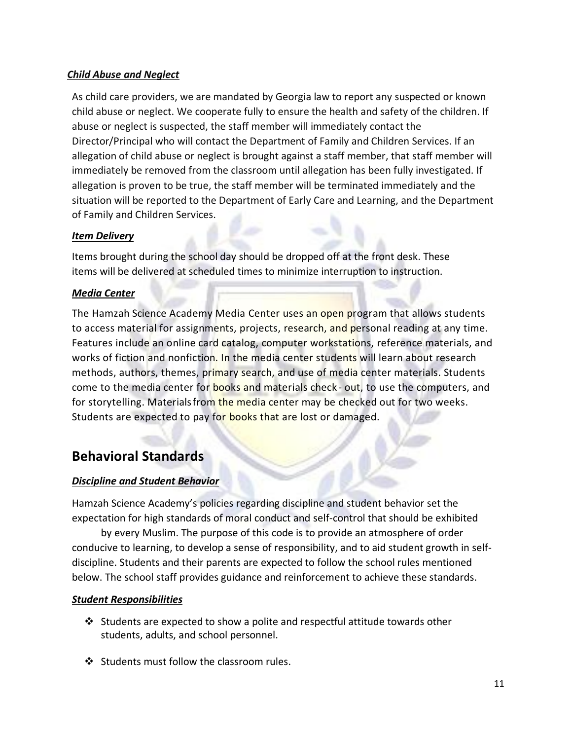### ***Child Abuse and Neglect***

As child care providers, we are mandated by Georgia law to report any suspected or known child abuse or neglect. We cooperate fully to ensure the health and safety of the children. If abuse or neglect is suspected, the staff member will immediately contact the Director/Principal who will contact the Department of Family and Children Services. If an allegation of child abuse or neglect is brought against a staff member, that staff member will immediately be removed from the classroom until allegation has been fully investigated. If allegation is proven to be true, the staff member will be terminated immediately and the situation will be reported to the Department of Early Care and Learning, and the Department of Family and Children Services.

### ***Item Delivery***

Items brought during the school day should be dropped off at the front desk. These items will be delivered at scheduled times to minimize interruption to instruction.

### ***Media Center***

The Hamzah Science Academy Media Center uses an open program that allows students to access material for assignments, projects, research, and personal reading at any time. Features include an online card catalog, computer workstations, reference materials, and works of fiction and nonfiction. In the media center students will learn about research methods, authors, themes, primary search, and use of media center materials. Students come to the media center for books and materials check- out, to use the computers, and for storytelling. Materials from the media center may be checked out for two weeks. Students are expected to pay for books that are lost or damaged.

## Behavioral Standards

### ***Discipline and Student Behavior***

Hamzah Science Academy's policies regarding discipline and student behavior set the expectation for high standards of moral conduct and self-control that should be exhibited by every Muslim. The purpose of this code is to provide an atmosphere of order conducive to learning, to develop a sense of responsibility, and to aid student growth in self-discipline. Students and their parents are expected to follow the school rules mentioned below. The school staff provides guidance and reinforcement to achieve these standards.

### ***Student Responsibilities***

- Students are expected to show a polite and respectful attitude towards other students, adults, and school personnel.
- Students must follow the classroom rules.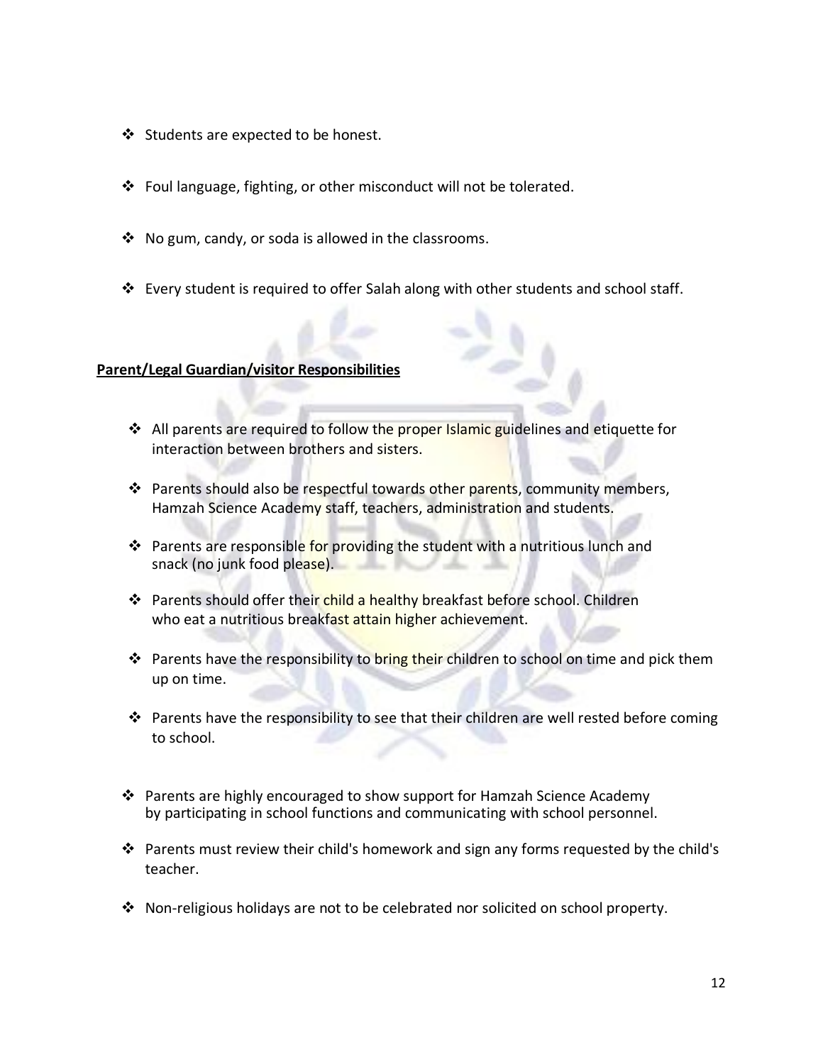- Students are expected to be honest.
- Foul language, fighting, or other misconduct will not be tolerated.
- No gum, candy, or soda is allowed in the classrooms.
- Every student is required to offer Salah along with other students and school staff.

**Parent/Legal Guardian/visitor Responsibilities**

- All parents are required to follow the proper Islamic guidelines and etiquette for interaction between brothers and sisters.
- Parents should also be respectful towards other parents, community members, Hamzah Science Academy staff, teachers, administration and students.
- Parents are responsible for providing the student with a nutritious lunch and snack (no junk food please).
- Parents should offer their child a healthy breakfast before school. Children who eat a nutritious breakfast attain higher achievement.
- Parents have the responsibility to bring their children to school on time and pick them up on time.
- Parents have the responsibility to see that their children are well rested before coming to school.
- Parents are highly encouraged to show support for Hamzah Science Academy by participating in school functions and communicating with school personnel.
- Parents must review their child's homework and sign any forms requested by the child's teacher.
- Non-religious holidays are not to be celebrated nor solicited on school property.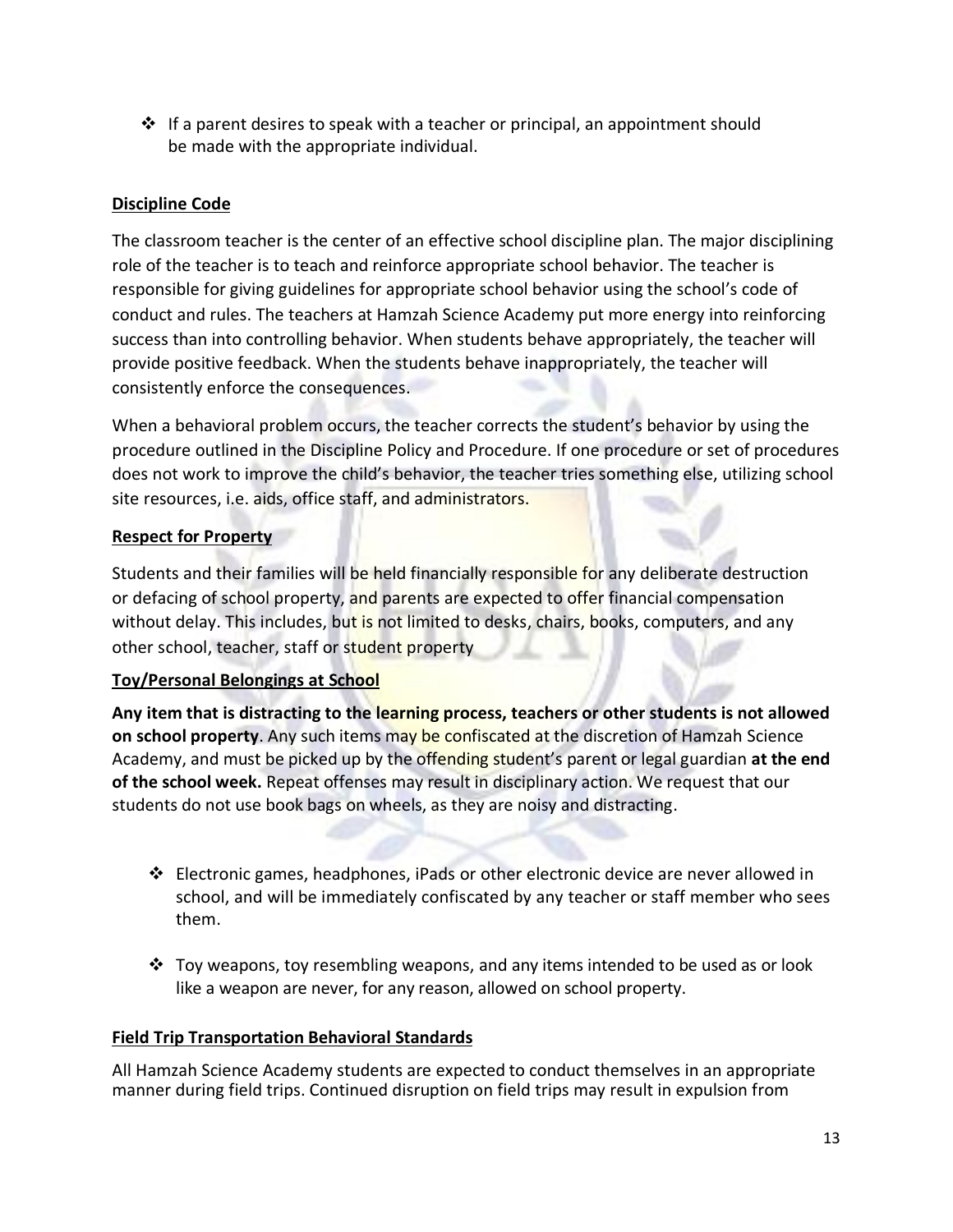- If a parent desires to speak with a teacher or principal, an appointment should be made with the appropriate individual.

**Discipline Code**

The classroom teacher is the center of an effective school discipline plan. The major disciplining role of the teacher is to teach and reinforce appropriate school behavior. The teacher is responsible for giving guidelines for appropriate school behavior using the school's code of conduct and rules. The teachers at Hamzah Science Academy put more energy into reinforcing success than into controlling behavior. When students behave appropriately, the teacher will provide positive feedback. When the students behave inappropriately, the teacher will consistently enforce the consequences.

When a behavioral problem occurs, the teacher corrects the student's behavior by using the procedure outlined in the Discipline Policy and Procedure. If one procedure or set of procedures does not work to improve the child's behavior, the teacher tries something else, utilizing school site resources, i.e. aids, office staff, and administrators.

**Respect for Property**

Students and their families will be held financially responsible for any deliberate destruction or defacing of school property, and parents are expected to offer financial compensation without delay. This includes, but is not limited to desks, chairs, books, computers, and any other school, teacher, staff or student property

**Toy/Personal Belongings at School**

**Any item that is distracting to the learning process, teachers or other students is not allowed on school property**. Any such items may be confiscated at the discretion of Hamzah Science Academy, and must be picked up by the offending student's parent or legal guardian **at the end of the school week.** Repeat offenses may result in disciplinary action. We request that our students do not use book bags on wheels, as they are noisy and distracting.

- Electronic games, headphones, iPads or other electronic device are never allowed in school, and will be immediately confiscated by any teacher or staff member who sees them.

- Toy weapons, toy resembling weapons, and any items intended to be used as or look like a weapon are never, for any reason, allowed on school property.

**Field Trip Transportation Behavioral Standards**

All Hamzah Science Academy students are expected to conduct themselves in an appropriate manner during field trips. Continued disruption on field trips may result in expulsion from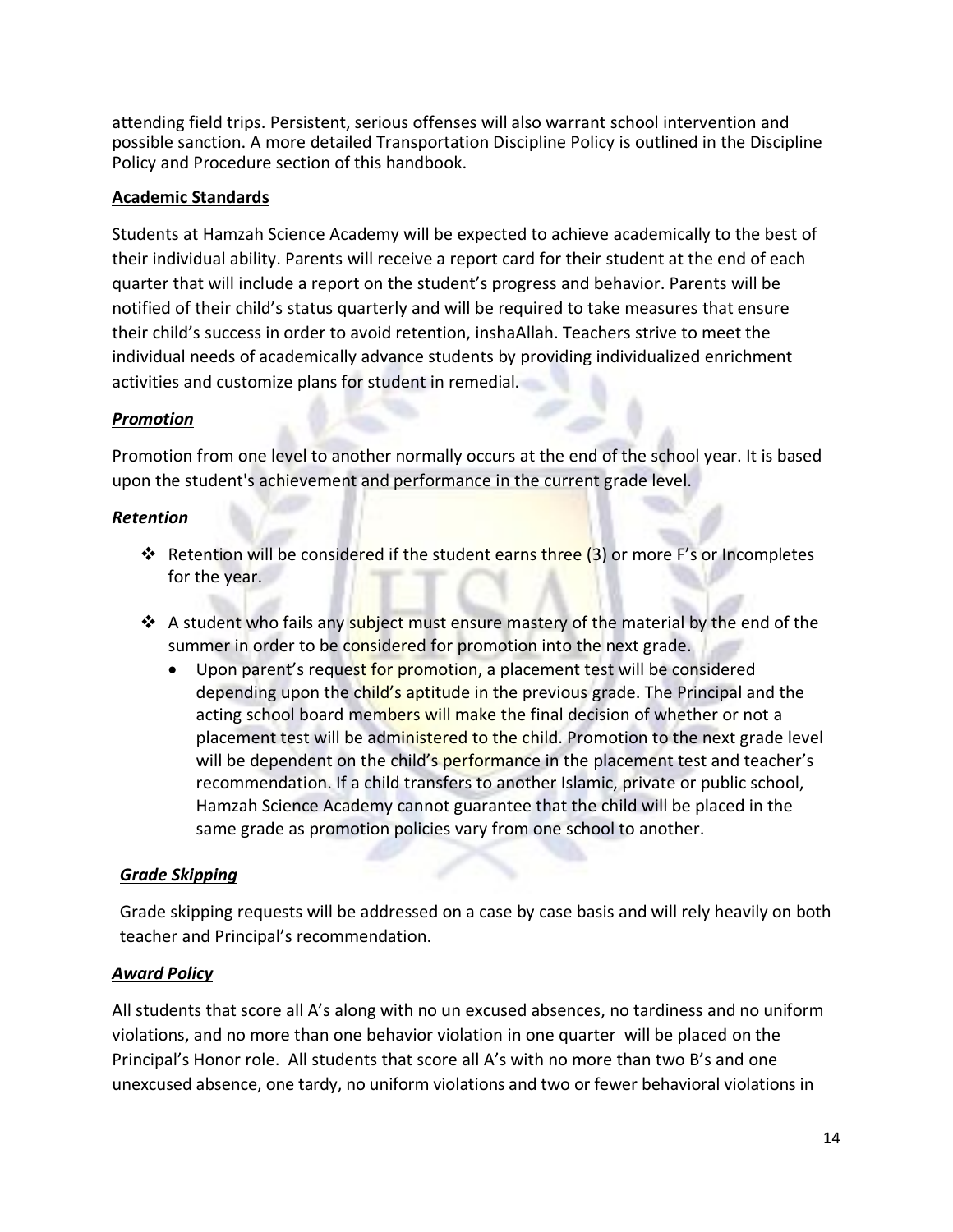attending field trips. Persistent, serious offenses will also warrant school intervention and possible sanction. A more detailed Transportation Discipline Policy is outlined in the Discipline Policy and Procedure section of this handbook.

**Academic Standards**

Students at Hamzah Science Academy will be expected to achieve academically to the best of their individual ability. Parents will receive a report card for their student at the end of each quarter that will include a report on the student's progress and behavior. Parents will be notified of their child's status quarterly and will be required to take measures that ensure their child's success in order to avoid retention, inshaAllah. Teachers strive to meet the individual needs of academically advance students by providing individualized enrichment activities and customize plans for student in remedial.

***Promotion***

Promotion from one level to another normally occurs at the end of the school year. It is based upon the student's achievement and performance in the current grade level.

***Retention***

- Retention will be considered if the student earns three (3) or more F's or Incompletes for the year.
- A student who fails any subject must ensure mastery of the material by the end of the summer in order to be considered for promotion into the next grade.
  - Upon parent's request for promotion, a placement test will be considered depending upon the child's aptitude in the previous grade. The Principal and the acting school board members will make the final decision of whether or not a placement test will be administered to the child. Promotion to the next grade level will be dependent on the child's performance in the placement test and teacher's recommendation. If a child transfers to another Islamic, private or public school, Hamzah Science Academy cannot guarantee that the child will be placed in the same grade as promotion policies vary from one school to another.

***Grade Skipping***

Grade skipping requests will be addressed on a case by case basis and will rely heavily on both teacher and Principal's recommendation.

***Award Policy***

All students that score all A's along with no un excused absences, no tardiness and no uniform violations, and no more than one behavior violation in one quarter will be placed on the Principal's Honor role. All students that score all A's with no more than two B's and one unexcused absence, one tardy, no uniform violations and two or fewer behavioral violations in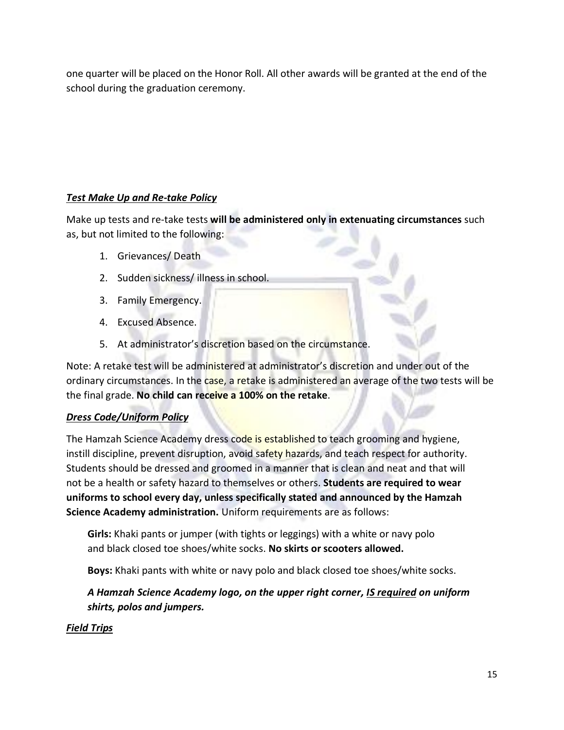one quarter will be placed on the Honor Roll. All other awards will be granted at the end of the school during the graduation ceremony.

***<u>Test Make Up and Re-take Policy</u>***

Make up tests and re-take tests **will be administered only in extenuating circumstances** such as, but not limited to the following:

1. Grievances/ Death
2. Sudden sickness/ illness in school.
3. Family Emergency.
4. Excused Absence.
5. At administrator's discretion based on the circumstance.

Note: A retake test will be administered at administrator's discretion and under out of the ordinary circumstances. In the case, a retake is administered an average of the two tests will be the final grade. **No child can receive a 100% on the retake**.

***<u>Dress Code/Uniform Policy</u>***

The Hamzah Science Academy dress code is established to teach grooming and hygiene, instill discipline, prevent disruption, avoid safety hazards, and teach respect for authority. Students should be dressed and groomed in a manner that is clean and neat and that will not be a health or safety hazard to themselves or others. **Students are required to wear uniforms to school every day, unless specifically stated and announced by the Hamzah Science Academy administration.** Uniform requirements are as follows:

**Girls:** Khaki pants or jumper (with tights or leggings) with a white or navy polo and black closed toe shoes/white socks. **No skirts or scooters allowed.**

**Boys:** Khaki pants with white or navy polo and black closed toe shoes/white socks.

***A Hamzah Science Academy logo, on the upper right corner, <u>IS required</u> on uniform shirts, polos and jumpers.***

***<u>Field Trips</u>***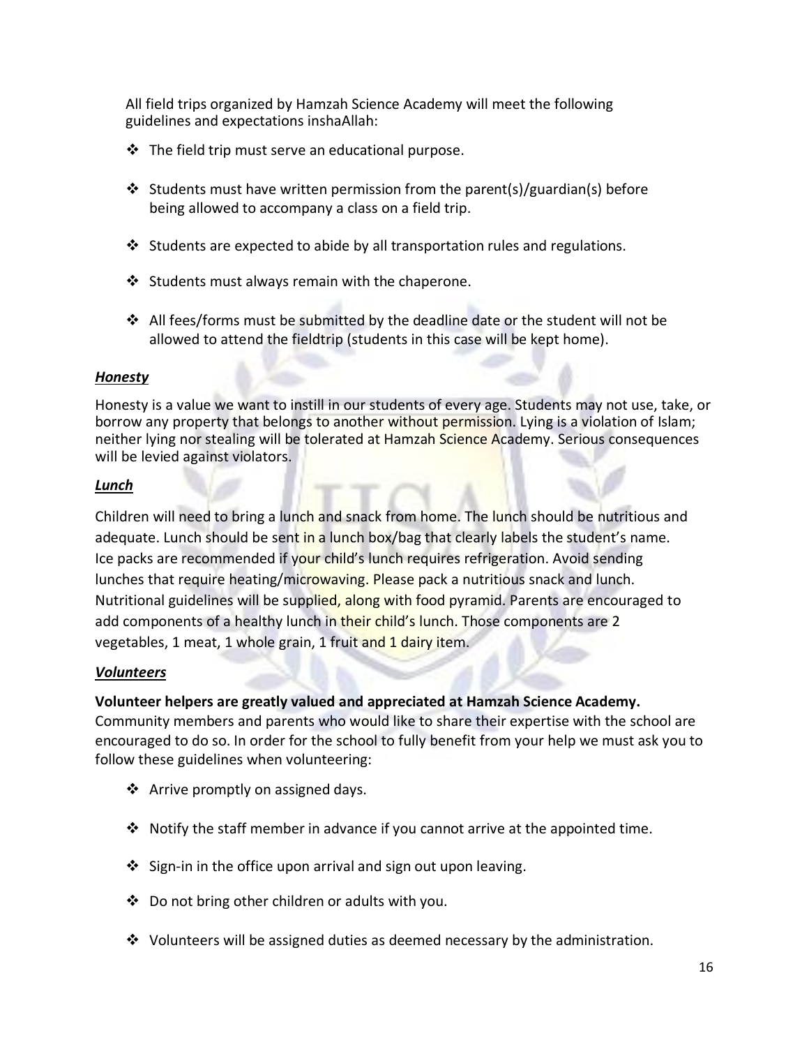All field trips organized by Hamzah Science Academy will meet the following guidelines and expectations inshaAllah:

- The field trip must serve an educational purpose.
- Students must have written permission from the parent(s)/guardian(s) before being allowed to accompany a class on a field trip.
- Students are expected to abide by all transportation rules and regulations.
- Students must always remain with the chaperone.
- All fees/forms must be submitted by the deadline date or the student will not be allowed to attend the fieldtrip (students in this case will be kept home).

***Honesty***

Honesty is a value we want to instill in our students of every age. Students may not use, take, or borrow any property that belongs to another without permission. Lying is a violation of Islam; neither lying nor stealing will be tolerated at Hamzah Science Academy. Serious consequences will be levied against violators.

***Lunch***

Children will need to bring a lunch and snack from home. The lunch should be nutritious and adequate. Lunch should be sent in a lunch box/bag that clearly labels the student's name. Ice packs are recommended if your child's lunch requires refrigeration. Avoid sending lunches that require heating/microwaving. Please pack a nutritious snack and lunch. Nutritional guidelines will be supplied, along with food pyramid. Parents are encouraged to add components of a healthy lunch in their child's lunch. Those components are 2 vegetables, 1 meat, 1 whole grain, 1 fruit and 1 dairy item.

***Volunteers***

**Volunteer helpers are greatly valued and appreciated at Hamzah Science Academy.** Community members and parents who would like to share their expertise with the school are encouraged to do so. In order for the school to fully benefit from your help we must ask you to follow these guidelines when volunteering:

- Arrive promptly on assigned days.
- Notify the staff member in advance if you cannot arrive at the appointed time.
- Sign-in in the office upon arrival and sign out upon leaving.
- Do not bring other children or adults with you.
- Volunteers will be assigned duties as deemed necessary by the administration.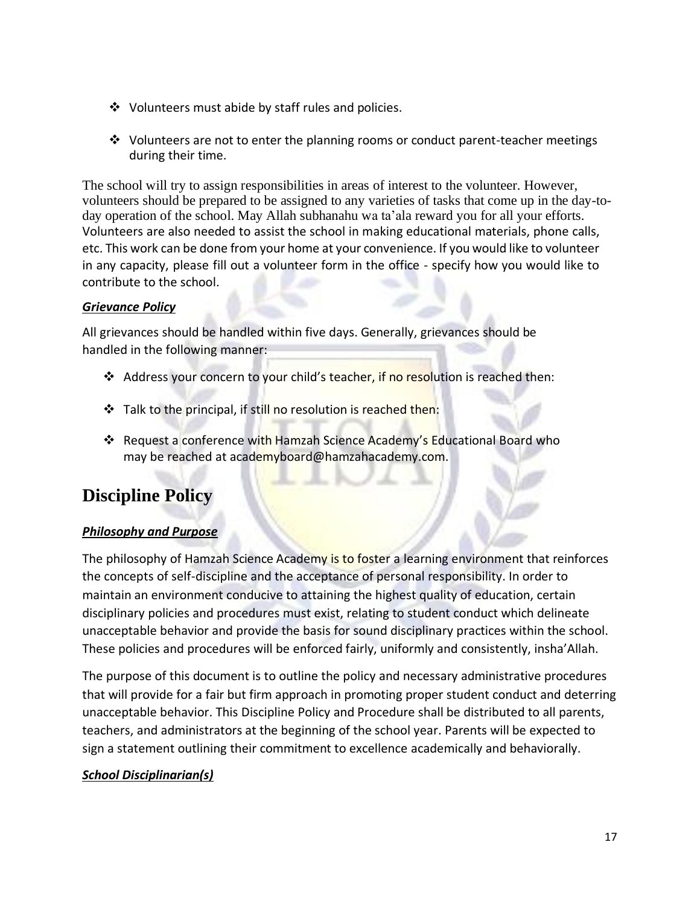- Volunteers must abide by staff rules and policies.
- Volunteers are not to enter the planning rooms or conduct parent-teacher meetings during their time.

The school will try to assign responsibilities in areas of interest to the volunteer. However, volunteers should be prepared to be assigned to any varieties of tasks that come up in the day-to-day operation of the school. May Allah subhanahu wa ta'ala reward you for all your efforts. Volunteers are also needed to assist the school in making educational materials, phone calls, etc. This work can be done from your home at your convenience. If you would like to volunteer in any capacity, please fill out a volunteer form in the office - specify how you would like to contribute to the school.

***Grievance Policy***

All grievances should be handled within five days. Generally, grievances should be handled in the following manner:

- Address your concern to your child's teacher, if no resolution is reached then:
- Talk to the principal, if still no resolution is reached then:
- Request a conference with Hamzah Science Academy's Educational Board who may be reached at academyboard@hamzahacademy.com.

# Discipline Policy

***Philosophy and Purpose***

The philosophy of Hamzah Science Academy is to foster a learning environment that reinforces the concepts of self-discipline and the acceptance of personal responsibility. In order to maintain an environment conducive to attaining the highest quality of education, certain disciplinary policies and procedures must exist, relating to student conduct which delineate unacceptable behavior and provide the basis for sound disciplinary practices within the school. These policies and procedures will be enforced fairly, uniformly and consistently, insha'Allah.

The purpose of this document is to outline the policy and necessary administrative procedures that will provide for a fair but firm approach in promoting proper student conduct and deterring unacceptable behavior. This Discipline Policy and Procedure shall be distributed to all parents, teachers, and administrators at the beginning of the school year. Parents will be expected to sign a statement outlining their commitment to excellence academically and behaviorally.

***School Disciplinarian(s)***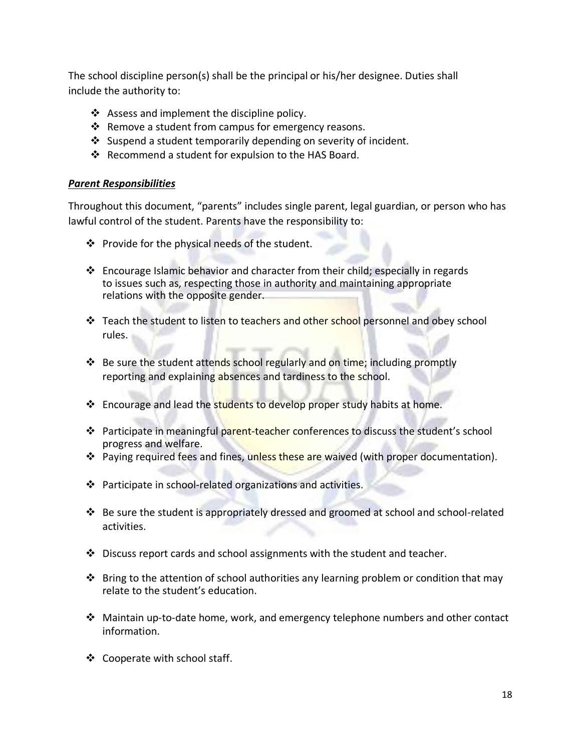The school discipline person(s) shall be the principal or his/her designee. Duties shall include the authority to:

- ❖ Assess and implement the discipline policy.
- ❖ Remove a student from campus for emergency reasons.
- ❖ Suspend a student temporarily depending on severity of incident.
- ❖ Recommend a student for expulsion to the HAS Board.

***Parent Responsibilities***

Throughout this document, "parents" includes single parent, legal guardian, or person who has lawful control of the student. Parents have the responsibility to:

- ❖ Provide for the physical needs of the student.
- ❖ Encourage Islamic behavior and character from their child; especially in regards to issues such as, respecting those in authority and maintaining appropriate relations with the opposite gender.
- ❖ Teach the student to listen to teachers and other school personnel and obey school rules.
- ❖ Be sure the student attends school regularly and on time; including promptly reporting and explaining absences and tardiness to the school.
- ❖ Encourage and lead the students to develop proper study habits at home.
- ❖ Participate in meaningful parent-teacher conferences to discuss the student's school progress and welfare.
- ❖ Paying required fees and fines, unless these are waived (with proper documentation).
- ❖ Participate in school-related organizations and activities.
- ❖ Be sure the student is appropriately dressed and groomed at school and school-related activities.
- ❖ Discuss report cards and school assignments with the student and teacher.
- ❖ Bring to the attention of school authorities any learning problem or condition that may relate to the student's education.
- ❖ Maintain up-to-date home, work, and emergency telephone numbers and other contact information.
- ❖ Cooperate with school staff.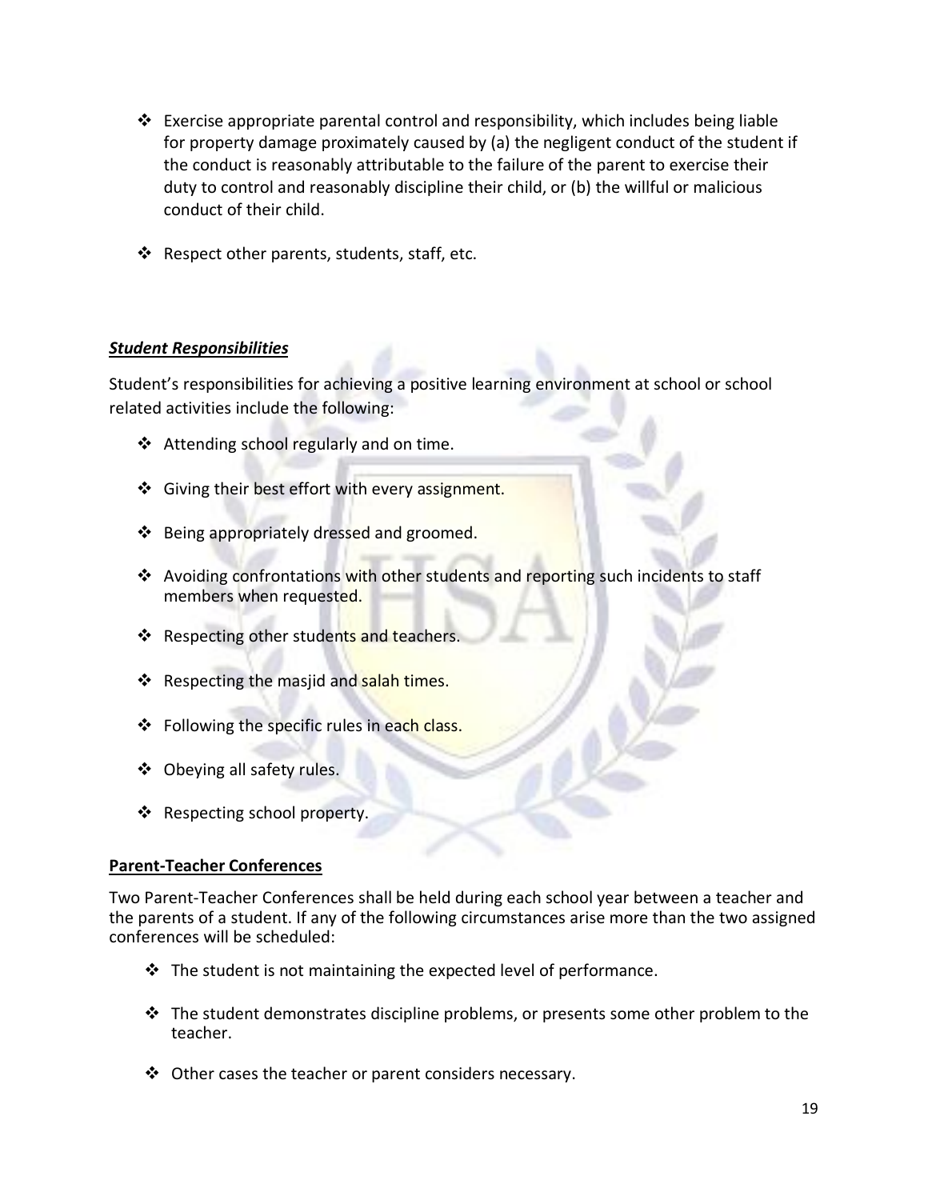- Exercise appropriate parental control and responsibility, which includes being liable for property damage proximately caused by (a) the negligent conduct of the student if the conduct is reasonably attributable to the failure of the parent to exercise their duty to control and reasonably discipline their child, or (b) the willful or malicious conduct of their child.

- Respect other parents, students, staff, etc.

***Student Responsibilities***

Student's responsibilities for achieving a positive learning environment at school or school related activities include the following:

- Attending school regularly and on time.

- Giving their best effort with every assignment.

- Being appropriately dressed and groomed.

- Avoiding confrontations with other students and reporting such incidents to staff members when requested.

- Respecting other students and teachers.

- Respecting the masjid and salah times.

- Following the specific rules in each class.

- Obeying all safety rules.

- Respecting school property.

**Parent-Teacher Conferences**

Two Parent-Teacher Conferences shall be held during each school year between a teacher and the parents of a student. If any of the following circumstances arise more than the two assigned conferences will be scheduled:

- The student is not maintaining the expected level of performance.

- The student demonstrates discipline problems, or presents some other problem to the teacher.

- Other cases the teacher or parent considers necessary.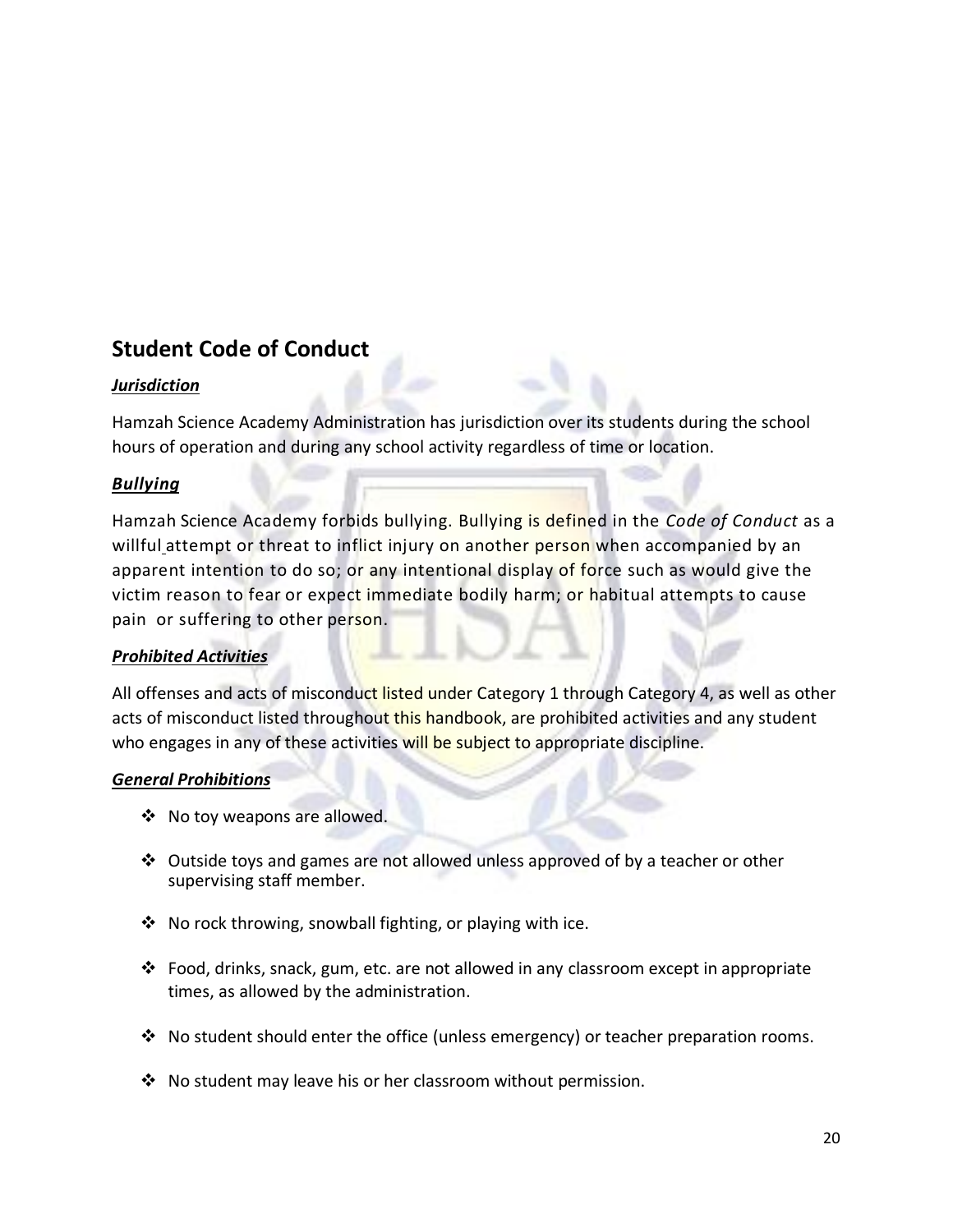## Student Code of Conduct

### ***Jurisdiction***

Hamzah Science Academy Administration has jurisdiction over its students during the school hours of operation and during any school activity regardless of time or location.

### ***Bullying***

Hamzah Science Academy forbids bullying. Bullying is defined in the *Code of Conduct* as a willful attempt or threat to inflict injury on another person when accompanied by an apparent intention to do so; or any intentional display of force such as would give the victim reason to fear or expect immediate bodily harm; or habitual attempts to cause pain or suffering to other person.

### ***Prohibited Activities***

All offenses and acts of misconduct listed under Category 1 through Category 4, as well as other acts of misconduct listed throughout this handbook, are prohibited activities and any student who engages in any of these activities will be subject to appropriate discipline.

### ***General Prohibitions***

- No toy weapons are allowed.
- Outside toys and games are not allowed unless approved of by a teacher or other supervising staff member.
- No rock throwing, snowball fighting, or playing with ice.
- Food, drinks, snack, gum, etc. are not allowed in any classroom except in appropriate times, as allowed by the administration.
- No student should enter the office (unless emergency) or teacher preparation rooms.
- No student may leave his or her classroom without permission.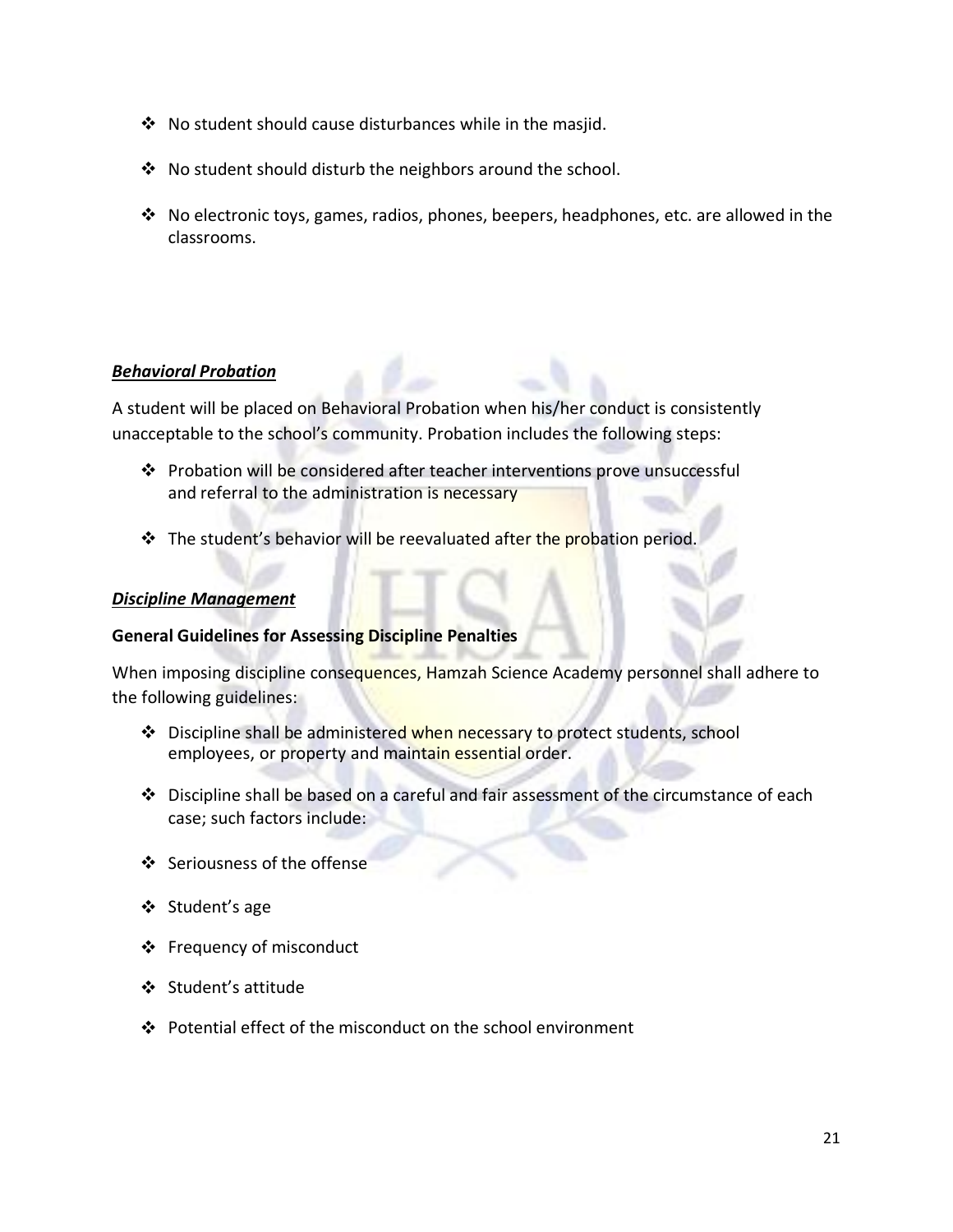- No student should cause disturbances while in the masjid.
- No student should disturb the neighbors around the school.
- No electronic toys, games, radios, phones, beepers, headphones, etc. are allowed in the classrooms.

***Behavioral Probation***

A student will be placed on Behavioral Probation when his/her conduct is consistently unacceptable to the school's community. Probation includes the following steps:

- Probation will be considered after teacher interventions prove unsuccessful and referral to the administration is necessary
- The student's behavior will be reevaluated after the probation period.

***Discipline Management***

**General Guidelines for Assessing Discipline Penalties**

When imposing discipline consequences, Hamzah Science Academy personnel shall adhere to the following guidelines:

- Discipline shall be administered when necessary to protect students, school employees, or property and maintain essential order.
- Discipline shall be based on a careful and fair assessment of the circumstance of each case; such factors include:
- Seriousness of the offense
- Student's age
- Frequency of misconduct
- Student's attitude
- Potential effect of the misconduct on the school environment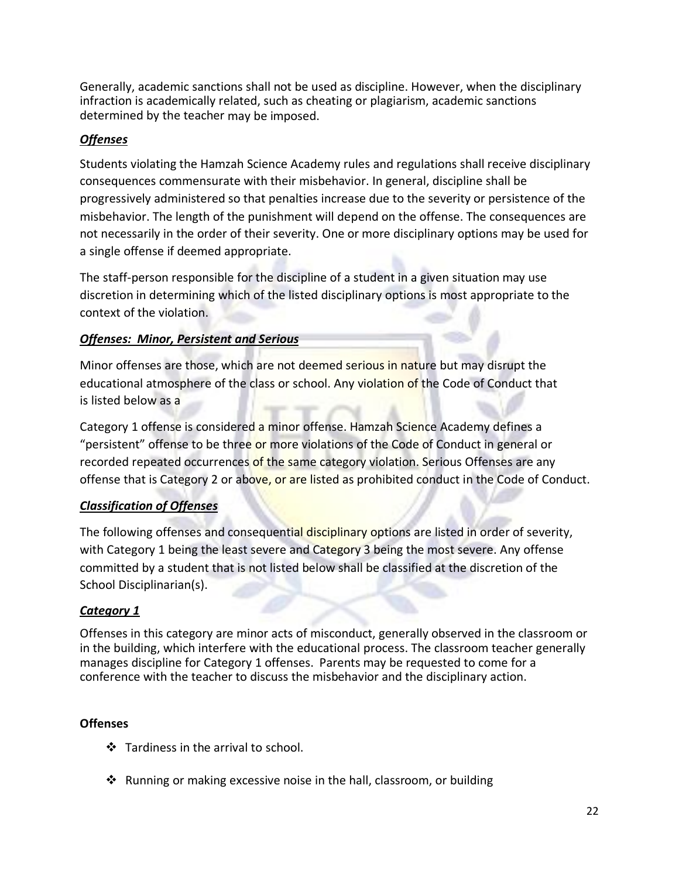Generally, academic sanctions shall not be used as discipline. However, when the disciplinary infraction is academically related, such as cheating or plagiarism, academic sanctions determined by the teacher may be imposed.

### ***Offenses***

Students violating the Hamzah Science Academy rules and regulations shall receive disciplinary consequences commensurate with their misbehavior. In general, discipline shall be progressively administered so that penalties increase due to the severity or persistence of the misbehavior. The length of the punishment will depend on the offense. The consequences are not necessarily in the order of their severity. One or more disciplinary options may be used for a single offense if deemed appropriate.

The staff-person responsible for the discipline of a student in a given situation may use discretion in determining which of the listed disciplinary options is most appropriate to the context of the violation.

### ***Offenses: Minor, Persistent and Serious***

Minor offenses are those, which are not deemed serious in nature but may disrupt the educational atmosphere of the class or school. Any violation of the Code of Conduct that is listed below as a

Category 1 offense is considered a minor offense. Hamzah Science Academy defines a "persistent" offense to be three or more violations of the Code of Conduct in general or recorded repeated occurrences of the same category violation. Serious Offenses are any offense that is Category 2 or above, or are listed as prohibited conduct in the Code of Conduct.

### ***Classification of Offenses***

The following offenses and consequential disciplinary options are listed in order of severity, with Category 1 being the least severe and Category 3 being the most severe. Any offense committed by a student that is not listed below shall be classified at the discretion of the School Disciplinarian(s).

### ***Category 1***

Offenses in this category are minor acts of misconduct, generally observed in the classroom or in the building, which interfere with the educational process. The classroom teacher generally manages discipline for Category 1 offenses. Parents may be requested to come for a conference with the teacher to discuss the misbehavior and the disciplinary action.

**Offenses**

- Tardiness in the arrival to school.
- Running or making excessive noise in the hall, classroom, or building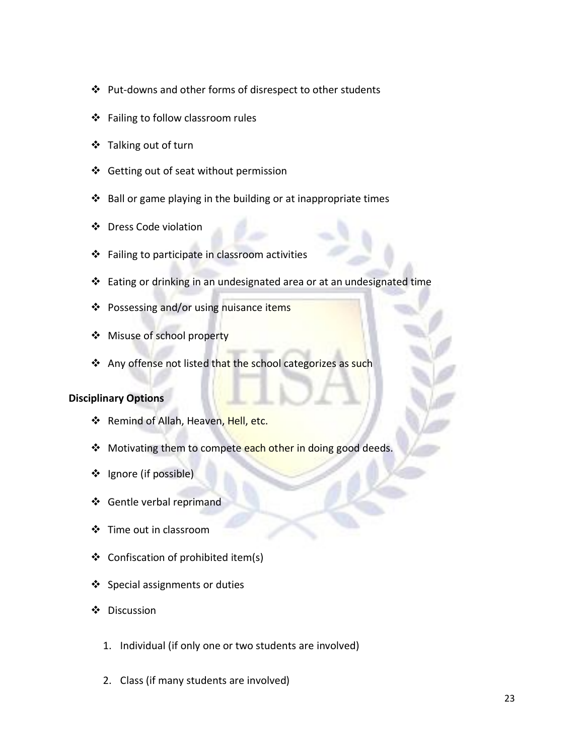- Put-downs and other forms of disrespect to other students
- Failing to follow classroom rules
- Talking out of turn
- Getting out of seat without permission
- Ball or game playing in the building or at inappropriate times
- Dress Code violation
- Failing to participate in classroom activities
- Eating or drinking in an undesignated area or at an undesignated time
- Possessing and/or using nuisance items
- Misuse of school property
- Any offense not listed that the school categorizes as such

**Disciplinary Options**

- Remind of Allah, Heaven, Hell, etc.
- Motivating them to compete each other in doing good deeds.
- Ignore (if possible)
- Gentle verbal reprimand
- Time out in classroom
- Confiscation of prohibited item(s)
- Special assignments or duties
- Discussion
   1. Individual (if only one or two students are involved)
   2. Class (if many students are involved)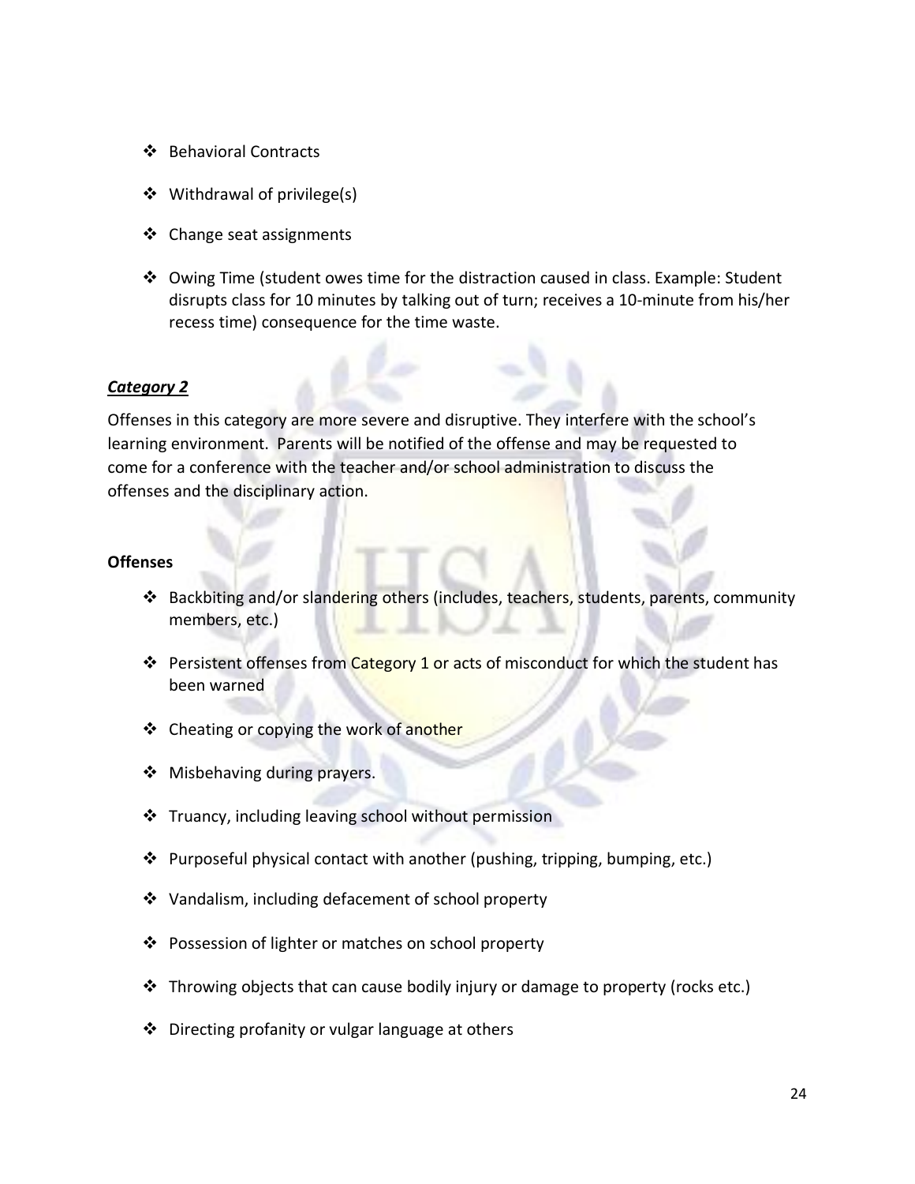- ❖ Behavioral Contracts
- ❖ Withdrawal of privilege(s)
- ❖ Change seat assignments
- ❖ Owing Time (student owes time for the distraction caused in class. Example: Student disrupts class for 10 minutes by talking out of turn; receives a 10-minute from his/her recess time) consequence for the time waste.

### ***Category 2***

Offenses in this category are more severe and disruptive. They interfere with the school's learning environment. Parents will be notified of the offense and may be requested to come for a conference with the teacher and/or school administration to discuss the offenses and the disciplinary action.

**Offenses**

- ❖ Backbiting and/or slandering others (includes, teachers, students, parents, community members, etc.)
- ❖ Persistent offenses from Category 1 or acts of misconduct for which the student has been warned
- ❖ Cheating or copying the work of another
- ❖ Misbehaving during prayers.
- ❖ Truancy, including leaving school without permission
- ❖ Purposeful physical contact with another (pushing, tripping, bumping, etc.)
- ❖ Vandalism, including defacement of school property
- ❖ Possession of lighter or matches on school property
- ❖ Throwing objects that can cause bodily injury or damage to property (rocks etc.)
- ❖ Directing profanity or vulgar language at others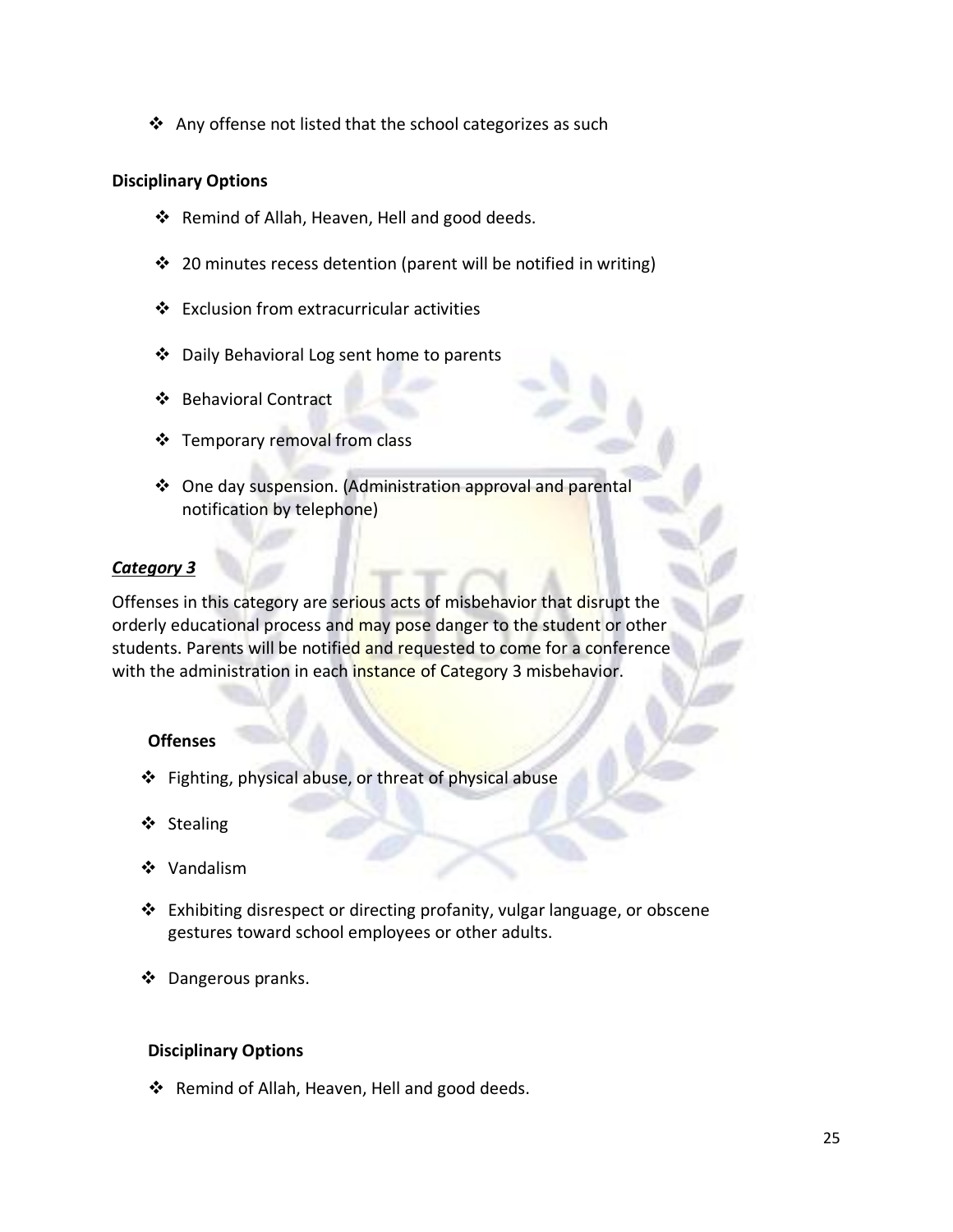- Any offense not listed that the school categorizes as such

**Disciplinary Options**

- Remind of Allah, Heaven, Hell and good deeds.
- 20 minutes recess detention (parent will be notified in writing)
- Exclusion from extracurricular activities
- Daily Behavioral Log sent home to parents
- Behavioral Contract
- Temporary removal from class
- One day suspension. (Administration approval and parental notification by telephone)

***Category 3***

Offenses in this category are serious acts of misbehavior that disrupt the orderly educational process and may pose danger to the student or other students. Parents will be notified and requested to come for a conference with the administration in each instance of Category 3 misbehavior.

**Offenses**

- Fighting, physical abuse, or threat of physical abuse
- Stealing
- Vandalism
- Exhibiting disrespect or directing profanity, vulgar language, or obscene gestures toward school employees or other adults.
- Dangerous pranks.

**Disciplinary Options**

- Remind of Allah, Heaven, Hell and good deeds.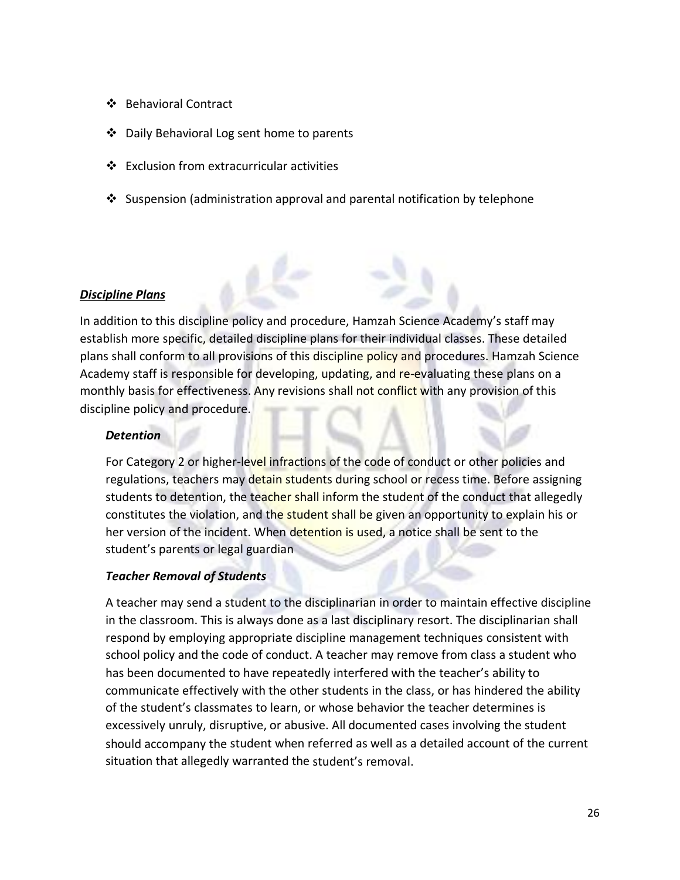- Behavioral Contract
- Daily Behavioral Log sent home to parents
- Exclusion from extracurricular activities
- Suspension (administration approval and parental notification by telephone

***<u>Discipline Plans</u>***

In addition to this discipline policy and procedure, Hamzah Science Academy's staff may establish more specific, detailed discipline plans for their individual classes. These detailed plans shall conform to all provisions of this discipline policy and procedures. Hamzah Science Academy staff is responsible for developing, updating, and re-evaluating these plans on a monthly basis for effectiveness. Any revisions shall not conflict with any provision of this discipline policy and procedure.

***Detention***

For Category 2 or higher-level infractions of the code of conduct or other policies and regulations, teachers may detain students during school or recess time. Before assigning students to detention, the teacher shall inform the student of the conduct that allegedly constitutes the violation, and the student shall be given an opportunity to explain his or her version of the incident. When detention is used, a notice shall be sent to the student's parents or legal guardian

***Teacher Removal of Students***

A teacher may send a student to the disciplinarian in order to maintain effective discipline in the classroom. This is always done as a last disciplinary resort. The disciplinarian shall respond by employing appropriate discipline management techniques consistent with school policy and the code of conduct. A teacher may remove from class a student who has been documented to have repeatedly interfered with the teacher's ability to communicate effectively with the other students in the class, or has hindered the ability of the student's classmates to learn, or whose behavior the teacher determines is excessively unruly, disruptive, or abusive. All documented cases involving the student should accompany the student when referred as well as a detailed account of the current situation that allegedly warranted the student's removal.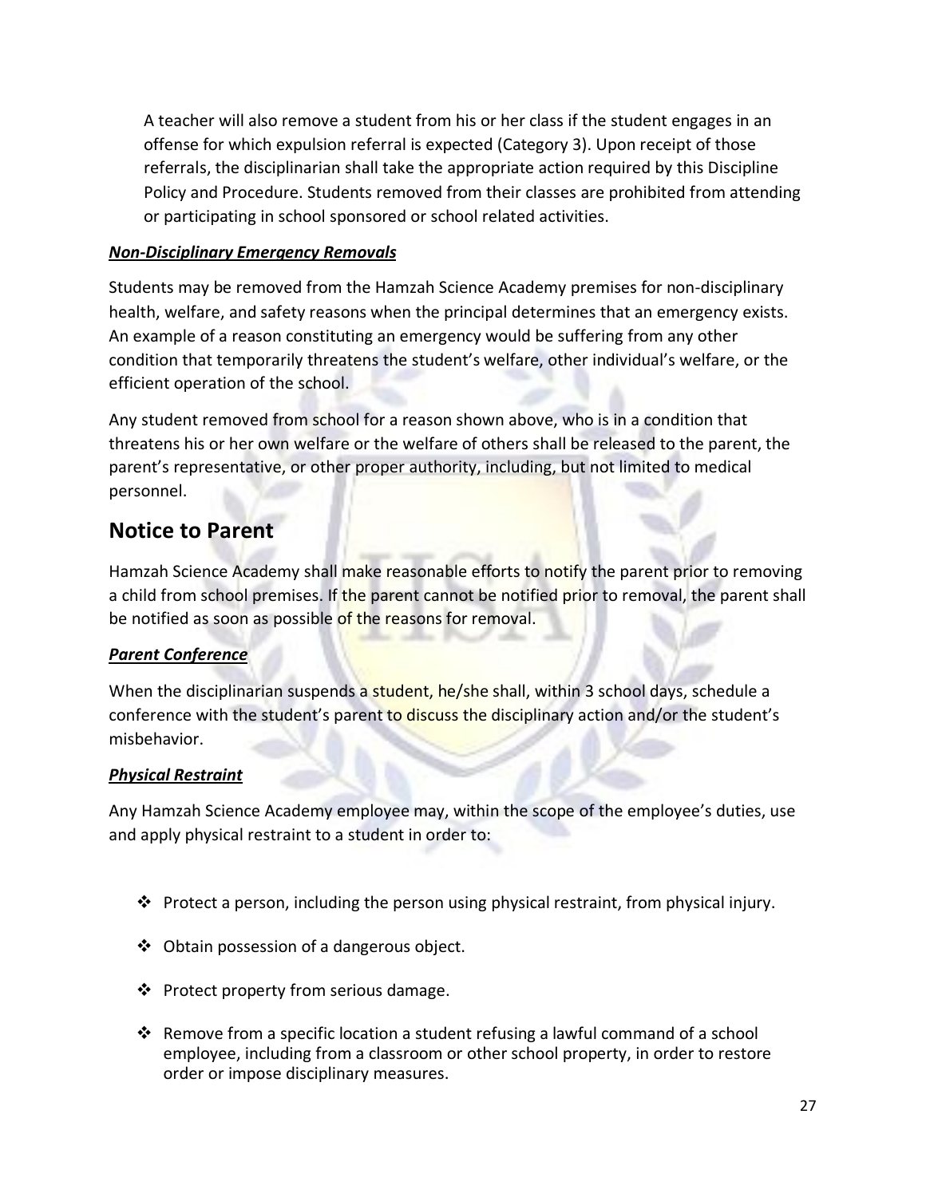A teacher will also remove a student from his or her class if the student engages in an offense for which expulsion referral is expected (Category 3). Upon receipt of those referrals, the disciplinarian shall take the appropriate action required by this Discipline Policy and Procedure. Students removed from their classes are prohibited from attending or participating in school sponsored or school related activities.

***Non-Disciplinary Emergency Removals***

Students may be removed from the Hamzah Science Academy premises for non-disciplinary health, welfare, and safety reasons when the principal determines that an emergency exists. An example of a reason constituting an emergency would be suffering from any other condition that temporarily threatens the student's welfare, other individual's welfare, or the efficient operation of the school.

Any student removed from school for a reason shown above, who is in a condition that threatens his or her own welfare or the welfare of others shall be released to the parent, the parent's representative, or other proper authority, including, but not limited to medical personnel.

## Notice to Parent

Hamzah Science Academy shall make reasonable efforts to notify the parent prior to removing a child from school premises. If the parent cannot be notified prior to removal, the parent shall be notified as soon as possible of the reasons for removal.

***Parent Conference***

When the disciplinarian suspends a student, he/she shall, within 3 school days, schedule a conference with the student's parent to discuss the disciplinary action and/or the student's misbehavior.

***Physical Restraint***

Any Hamzah Science Academy employee may, within the scope of the employee's duties, use and apply physical restraint to a student in order to:

- Protect a person, including the person using physical restraint, from physical injury.
- Obtain possession of a dangerous object.
- Protect property from serious damage.
- Remove from a specific location a student refusing a lawful command of a school employee, including from a classroom or other school property, in order to restore order or impose disciplinary measures.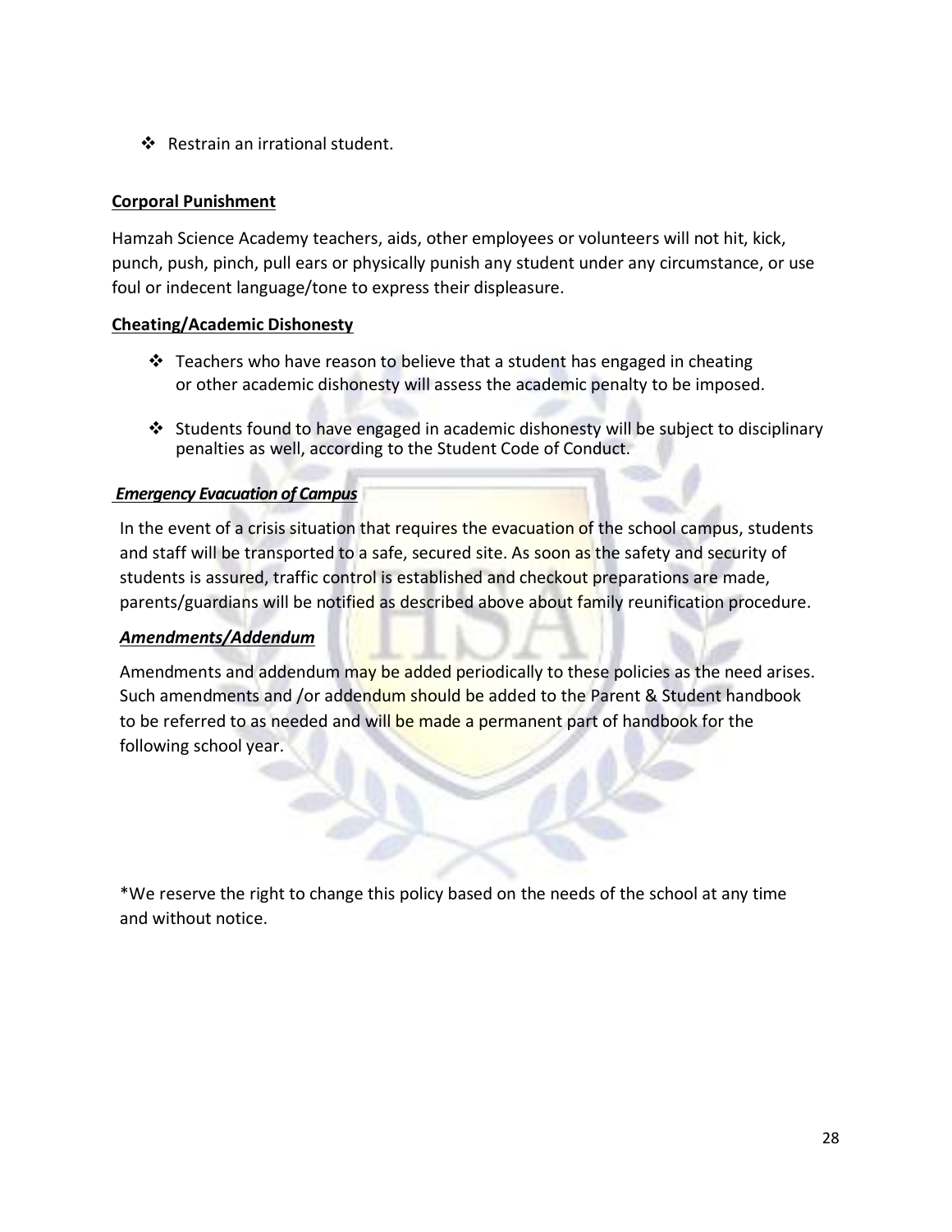- Restrain an irrational student.

**Corporal Punishment**

Hamzah Science Academy teachers, aids, other employees or volunteers will not hit, kick, punch, push, pinch, pull ears or physically punish any student under any circumstance, or use foul or indecent language/tone to express their displeasure.

**Cheating/Academic Dishonesty**

- Teachers who have reason to believe that a student has engaged in cheating or other academic dishonesty will assess the academic penalty to be imposed.
- Students found to have engaged in academic dishonesty will be subject to disciplinary penalties as well, according to the Student Code of Conduct.

***Emergency Evacuation of Campus***

In the event of a crisis situation that requires the evacuation of the school campus, students and staff will be transported to a safe, secured site. As soon as the safety and security of students is assured, traffic control is established and checkout preparations are made, parents/guardians will be notified as described above about family reunification procedure.

***Amendments/Addendum***

Amendments and addendum may be added periodically to these policies as the need arises. Such amendments and /or addendum should be added to the Parent & Student handbook to be referred to as needed and will be made a permanent part of handbook for the following school year.

*We reserve the right to change this policy based on the needs of the school at any time and without notice.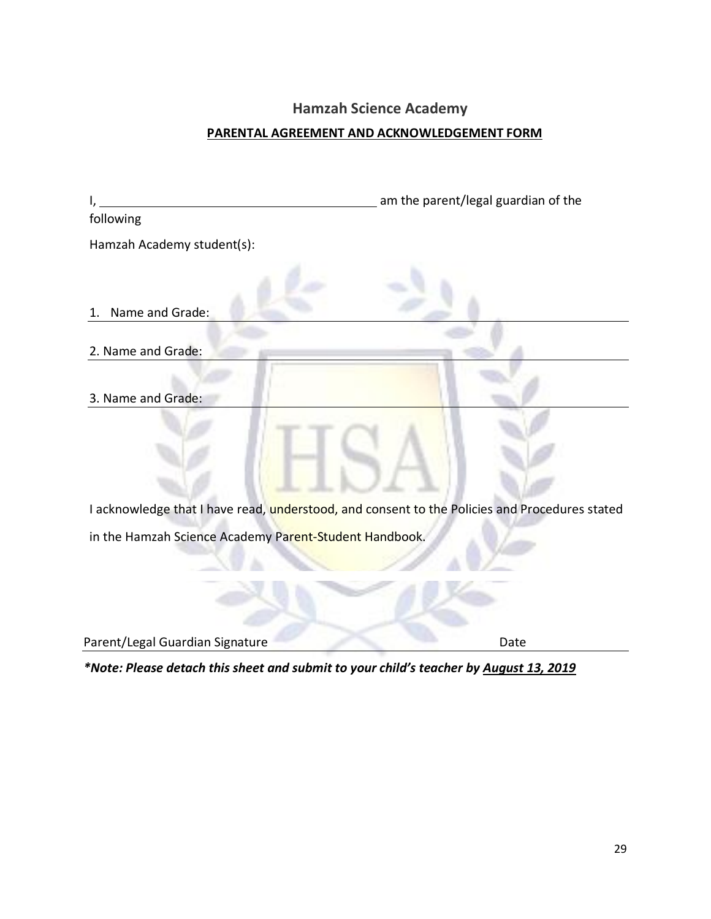## Hamzah Science Academy

### PARENTAL AGREEMENT AND ACKNOWLEDGEMENT FORM

I, ________________________________________ am the parent/legal guardian of the following

Hamzah Academy student(s):

1. Name and Grade: ________________________________________________

2. Name and Grade: ________________________________________________

3. Name and Grade: ________________________________________________

I acknowledge that I have read, understood, and consent to the Policies and Procedures stated in the Hamzah Science Academy Parent-Student Handbook.

Parent/Legal Guardian Signature                                                    Date

***Note: Please detach this sheet and submit to your child's teacher by <u>August 13, 2019</u>***